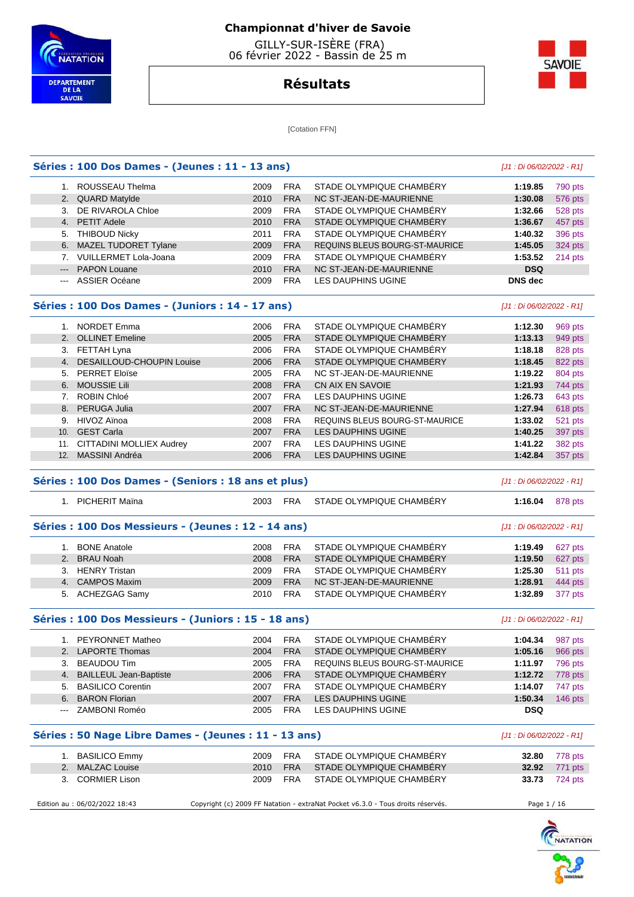# Championnat d'hiver de Savoie

GILLY-SUR-ISÈRE (FRA)
06 février 2022 - Bassin de 25 m

## Résultats

[Cotation FFN]

### Séries : 100 Dos Dames - (Jeunes : 11 - 13 ans)

*[J1 : Di 06/02/2022 - R1]*

| | | | | | | |
|---|---|---|---|---|---|---|
| 1. | ROUSSEAU Thelma | 2009 | FRA | STADE OLYMPIQUE CHAMBÉRY | 1:19.85 | 790 pts |
| 2. | QUARD Matylde | 2010 | FRA | NC ST-JEAN-DE-MAURIENNE | 1:30.08 | 576 pts |
| 3. | DE RIVAROLA Chloe | 2009 | FRA | STADE OLYMPIQUE CHAMBÉRY | 1:32.66 | 528 pts |
| 4. | PETIT Adele | 2010 | FRA | STADE OLYMPIQUE CHAMBÉRY | 1:36.67 | 457 pts |
| 5. | THIBOUD Nicky | 2011 | FRA | STADE OLYMPIQUE CHAMBÉRY | 1:40.32 | 396 pts |
| 6. | MAZEL TUDORET Tylane | 2009 | FRA | REQUINS BLEUS BOURG-ST-MAURICE | 1:45.05 | 324 pts |
| 7. | VUILLERMET Lola-Joana | 2009 | FRA | STADE OLYMPIQUE CHAMBÉRY | 1:53.52 | 214 pts |
| --- | PAPON Louane | 2010 | FRA | NC ST-JEAN-DE-MAURIENNE | DSQ | |
| --- | ASSIER Océane | 2009 | FRA | LES DAUPHINS UGINE | DNS dec | |

### Séries : 100 Dos Dames - (Juniors : 14 - 17 ans)

*[J1 : Di 06/02/2022 - R1]*

| | | | | | | |
|---|---|---|---|---|---|---|
| 1. | NORDET Emma | 2006 | FRA | STADE OLYMPIQUE CHAMBÉRY | 1:12.30 | 969 pts |
| 2. | OLLINET Emeline | 2005 | FRA | STADE OLYMPIQUE CHAMBÉRY | 1:13.13 | 949 pts |
| 3. | FETTAH Lyna | 2006 | FRA | STADE OLYMPIQUE CHAMBÉRY | 1:18.18 | 828 pts |
| 4. | DESAILLOUD-CHOUPIN Louise | 2006 | FRA | STADE OLYMPIQUE CHAMBÉRY | 1:18.45 | 822 pts |
| 5. | PERRET Eloïse | 2005 | FRA | NC ST-JEAN-DE-MAURIENNE | 1:19.22 | 804 pts |
| 6. | MOUSSIE Lili | 2008 | FRA | CN AIX EN SAVOIE | 1:21.93 | 744 pts |
| 7. | ROBIN Chloé | 2007 | FRA | LES DAUPHINS UGINE | 1:26.73 | 643 pts |
| 8. | PERUGA Julia | 2007 | FRA | NC ST-JEAN-DE-MAURIENNE | 1:27.94 | 618 pts |
| 9. | HIVOZ Aïnoa | 2008 | FRA | REQUINS BLEUS BOURG-ST-MAURICE | 1:33.02 | 521 pts |
| 10. | GEST Carla | 2007 | FRA | LES DAUPHINS UGINE | 1:40.25 | 397 pts |
| 11. | CITTADINI MOLLIEX Audrey | 2007 | FRA | LES DAUPHINS UGINE | 1:41.22 | 382 pts |
| 12. | MASSINI Andréa | 2006 | FRA | LES DAUPHINS UGINE | 1:42.84 | 357 pts |

### Séries : 100 Dos Dames - (Seniors : 18 ans et plus)

*[J1 : Di 06/02/2022 - R1]*

| | | | | | | |
|---|---|---|---|---|---|---|
| 1. | PICHERIT Maïna | 2003 | FRA | STADE OLYMPIQUE CHAMBÉRY | 1:16.04 | 878 pts |

### Séries : 100 Dos Messieurs - (Jeunes : 12 - 14 ans)

*[J1 : Di 06/02/2022 - R1]*

| | | | | | | |
|---|---|---|---|---|---|---|
| 1. | BONE Anatole | 2008 | FRA | STADE OLYMPIQUE CHAMBÉRY | 1:19.49 | 627 pts |
| 2. | BRAU Noah | 2008 | FRA | STADE OLYMPIQUE CHAMBÉRY | 1:19.50 | 627 pts |
| 3. | HENRY Tristan | 2009 | FRA | STADE OLYMPIQUE CHAMBÉRY | 1:25.30 | 511 pts |
| 4. | CAMPOS Maxim | 2009 | FRA | NC ST-JEAN-DE-MAURIENNE | 1:28.91 | 444 pts |
| 5. | ACHEZGAG Samy | 2010 | FRA | STADE OLYMPIQUE CHAMBÉRY | 1:32.89 | 377 pts |

### Séries : 100 Dos Messieurs - (Juniors : 15 - 18 ans)

*[J1 : Di 06/02/2022 - R1]*

| | | | | | | |
|---|---|---|---|---|---|---|
| 1. | PEYRONNET Matheo | 2004 | FRA | STADE OLYMPIQUE CHAMBÉRY | 1:04.34 | 987 pts |
| 2. | LAPORTE Thomas | 2004 | FRA | STADE OLYMPIQUE CHAMBÉRY | 1:05.16 | 966 pts |
| 3. | BEAUDOU Tim | 2005 | FRA | REQUINS BLEUS BOURG-ST-MAURICE | 1:11.97 | 796 pts |
| 4. | BAILLEUL Jean-Baptiste | 2006 | FRA | STADE OLYMPIQUE CHAMBÉRY | 1:12.72 | 778 pts |
| 5. | BASILICO Corentin | 2007 | FRA | STADE OLYMPIQUE CHAMBÉRY | 1:14.07 | 747 pts |
| 6. | BARON Florian | 2007 | FRA | LES DAUPHINS UGINE | 1:50.34 | 146 pts |
| --- | ZAMBONI Roméo | 2005 | FRA | LES DAUPHINS UGINE | DSQ | |

### Séries : 50 Nage Libre Dames - (Jeunes : 11 - 13 ans)

*[J1 : Di 06/02/2022 - R1]*

| | | | | | | |
|---|---|---|---|---|---|---|
| 1. | BASILICO Emmy | 2009 | FRA | STADE OLYMPIQUE CHAMBÉRY | 32.80 | 778 pts |
| 2. | MALZAC Louise | 2010 | FRA | STADE OLYMPIQUE CHAMBÉRY | 32.92 | 771 pts |
| 3. | CORMIER Lison | 2009 | FRA | STADE OLYMPIQUE CHAMBÉRY | 33.73 | 724 pts |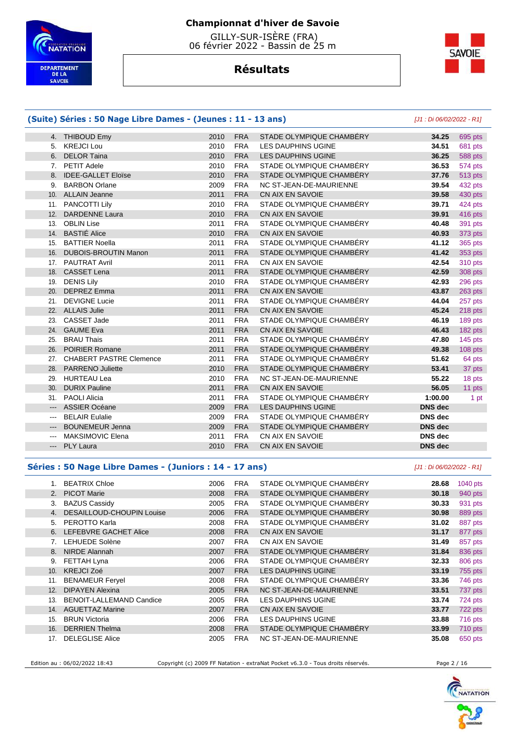# Championnat d'hiver de Savoie

GILLY-SUR-ISÈRE (FRA)
06 février 2022 - Bassin de 25 m

## Résultats

### (Suite) Séries : 50 Nage Libre Dames - (Jeunes : 11 - 13 ans)

*[J1 : Di 06/02/2022 - R1]*

| Rang | Nom | Année | Nat. | Club | Temps | Points |
|---|---|---|---|---|---|---|
| 4. | THIBOUD Emy | 2010 | FRA | STADE OLYMPIQUE CHAMBÉRY | **34.25** | 695 pts |
| 5. | KREJCI Lou | 2010 | FRA | LES DAUPHINS UGINE | **34.51** | 681 pts |
| 6. | DELOR Taina | 2010 | FRA | LES DAUPHINS UGINE | **36.25** | 588 pts |
| 7. | PETIT Adele | 2010 | FRA | STADE OLYMPIQUE CHAMBÉRY | **36.53** | 574 pts |
| 8. | IDEE-GALLET Eloïse | 2010 | FRA | STADE OLYMPIQUE CHAMBÉRY | **37.76** | 513 pts |
| 9. | BARBON Orlane | 2009 | FRA | NC ST-JEAN-DE-MAURIENNE | **39.54** | 432 pts |
| 10. | ALLAIN Jeanne | 2011 | FRA | CN AIX EN SAVOIE | **39.58** | 430 pts |
| 11. | PANCOTTI Lily | 2010 | FRA | STADE OLYMPIQUE CHAMBÉRY | **39.71** | 424 pts |
| 12. | DARDENNE Laura | 2010 | FRA | CN AIX EN SAVOIE | **39.91** | 416 pts |
| 13. | OBLIN Lise | 2011 | FRA | STADE OLYMPIQUE CHAMBÉRY | **40.48** | 391 pts |
| 14. | BASTIÉ Alice | 2010 | FRA | CN AIX EN SAVOIE | **40.93** | 373 pts |
| 15. | BATTIER Noella | 2011 | FRA | STADE OLYMPIQUE CHAMBÉRY | **41.12** | 365 pts |
| 16. | DUBOIS-BROUTIN Manon | 2011 | FRA | STADE OLYMPIQUE CHAMBÉRY | **41.42** | 353 pts |
| 17. | PAUTRAT Avril | 2010 | FRA | CN AIX EN SAVOIE | **42.54** | 310 pts |
| 18. | CASSET Lena | 2011 | FRA | STADE OLYMPIQUE CHAMBÉRY | **42.59** | 308 pts |
| 19. | DENIS Lily | 2010 | FRA | STADE OLYMPIQUE CHAMBÉRY | **42.93** | 296 pts |
| 20. | DEPREZ Emma | 2011 | FRA | CN AIX EN SAVOIE | **43.87** | 263 pts |
| 21. | DEVIGNE Lucie | 2011 | FRA | STADE OLYMPIQUE CHAMBÉRY | **44.04** | 257 pts |
| 22. | ALLAIS Julie | 2011 | FRA | CN AIX EN SAVOIE | **45.24** | 218 pts |
| 23. | CASSET Jade | 2011 | FRA | STADE OLYMPIQUE CHAMBÉRY | **46.19** | 189 pts |
| 24. | GAUME Eva | 2011 | FRA | CN AIX EN SAVOIE | **46.43** | 182 pts |
| 25. | BRAU Thais | 2011 | FRA | STADE OLYMPIQUE CHAMBÉRY | **47.80** | 145 pts |
| 26. | POIRIER Romane | 2011 | FRA | STADE OLYMPIQUE CHAMBÉRY | **49.38** | 108 pts |
| 27. | CHABERT PASTRE Clemence | 2011 | FRA | STADE OLYMPIQUE CHAMBÉRY | **51.62** | 64 pts |
| 28. | PARRENO Juliette | 2010 | FRA | STADE OLYMPIQUE CHAMBÉRY | **53.41** | 37 pts |
| 29. | HURTEAU Lea | 2010 | FRA | NC ST-JEAN-DE-MAURIENNE | **55.22** | 18 pts |
| 30. | DURIX Pauline | 2011 | FRA | CN AIX EN SAVOIE | **56.05** | 11 pts |
| 31. | PAOLI Alicia | 2011 | FRA | STADE OLYMPIQUE CHAMBÉRY | **1:00.00** | 1 pt |
| --- | ASSIER Océane | 2009 | FRA | LES DAUPHINS UGINE | **DNS dec** | |
| --- | BELAIR Eulalie | 2009 | FRA | STADE OLYMPIQUE CHAMBÉRY | **DNS dec** | |
| --- | BOUNEMEUR Jenna | 2009 | FRA | STADE OLYMPIQUE CHAMBÉRY | **DNS dec** | |
| --- | MAKSIMOVIC Elena | 2011 | FRA | CN AIX EN SAVOIE | **DNS dec** | |
| --- | PLY Laura | 2010 | FRA | CN AIX EN SAVOIE | **DNS dec** | |

### Séries : 50 Nage Libre Dames - (Juniors : 14 - 17 ans)

*[J1 : Di 06/02/2022 - R1]*

| Rang | Nom | Année | Nat. | Club | Temps | Points |
|---|---|---|---|---|---|---|
| 1. | BEATRIX Chloe | 2006 | FRA | STADE OLYMPIQUE CHAMBÉRY | **28.68** | 1040 pts |
| 2. | PICOT Marie | 2008 | FRA | STADE OLYMPIQUE CHAMBÉRY | **30.18** | 940 pts |
| 3. | BAZUS Cassidy | 2005 | FRA | STADE OLYMPIQUE CHAMBÉRY | **30.33** | 931 pts |
| 4. | DESAILLOUD-CHOUPIN Louise | 2006 | FRA | STADE OLYMPIQUE CHAMBÉRY | **30.98** | 889 pts |
| 5. | PEROTTO Karla | 2008 | FRA | STADE OLYMPIQUE CHAMBÉRY | **31.02** | 887 pts |
| 6. | LEFEBVRE GACHET Alice | 2008 | FRA | CN AIX EN SAVOIE | **31.17** | 877 pts |
| 7. | LEHUEDE Solène | 2007 | FRA | CN AIX EN SAVOIE | **31.49** | 857 pts |
| 8. | NIRDE Alannah | 2007 | FRA | STADE OLYMPIQUE CHAMBÉRY | **31.84** | 836 pts |
| 9. | FETTAH Lyna | 2006 | FRA | STADE OLYMPIQUE CHAMBÉRY | **32.33** | 806 pts |
| 10. | KREJCI Zoé | 2007 | FRA | LES DAUPHINS UGINE | **33.19** | 755 pts |
| 11. | BENAMEUR Feryel | 2008 | FRA | STADE OLYMPIQUE CHAMBÉRY | **33.36** | 746 pts |
| 12. | DIPAYEN Alexina | 2005 | FRA | NC ST-JEAN-DE-MAURIENNE | **33.51** | 737 pts |
| 13. | BENOIT-LALLEMAND Candice | 2005 | FRA | LES DAUPHINS UGINE | **33.74** | 724 pts |
| 14. | AGUETTAZ Marine | 2007 | FRA | CN AIX EN SAVOIE | **33.77** | 722 pts |
| 15. | BRUN Victoria | 2006 | FRA | LES DAUPHINS UGINE | **33.88** | 716 pts |
| 16. | DERRIEN Thelma | 2008 | FRA | STADE OLYMPIQUE CHAMBÉRY | **33.99** | 710 pts |
| 17. | DELEGLISE Alice | 2005 | FRA | NC ST-JEAN-DE-MAURIENNE | **35.08** | 650 pts |

Edition au : 06/02/2022 18:43 — Copyright (c) 2009 FF Natation - extraNat Pocket v6.3.0 - Tous droits réservés.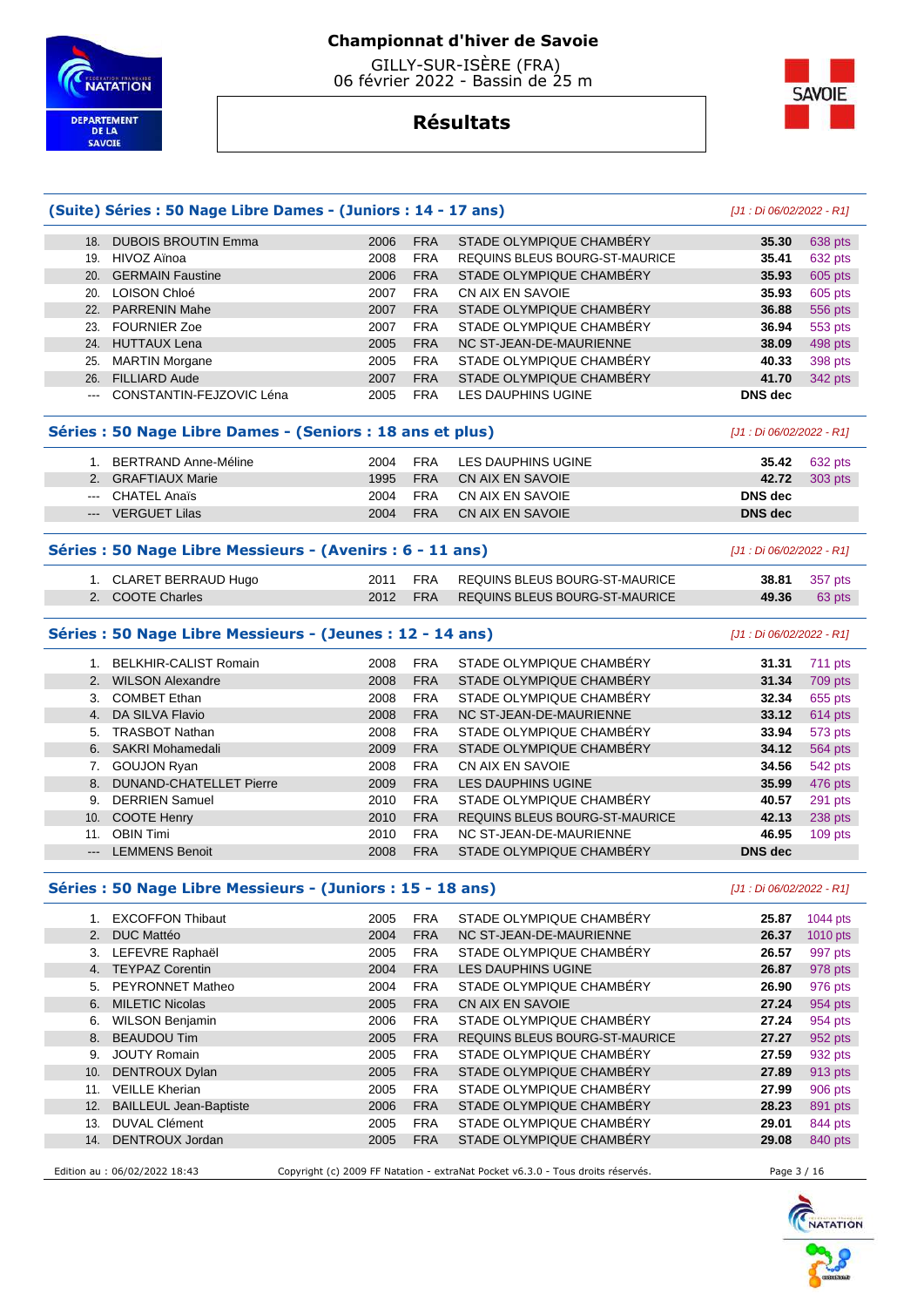# Championnat d'hiver de Savoie

GILLY-SUR-ISÈRE (FRA)
06 février 2022 - Bassin de 25 m

## Résultats

### (Suite) Séries : 50 Nage Libre Dames - (Juniors : 14 - 17 ans)

*[J1 : Di 06/02/2022 - R1]*

| Rang | Nom | Année | Nat. | Club | Temps | Points |
|---|---|---|---|---|---|---|
| 18. | DUBOIS BROUTIN Emma | 2006 | FRA | STADE OLYMPIQUE CHAMBÉRY | 35.30 | 638 pts |
| 19. | HIVOZ Aïnoa | 2008 | FRA | REQUINS BLEUS BOURG-ST-MAURICE | 35.41 | 632 pts |
| 20. | GERMAIN Faustine | 2006 | FRA | STADE OLYMPIQUE CHAMBÉRY | 35.93 | 605 pts |
| 20. | LOISON Chloé | 2007 | FRA | CN AIX EN SAVOIE | 35.93 | 605 pts |
| 22. | PARRENIN Mahe | 2007 | FRA | STADE OLYMPIQUE CHAMBÉRY | 36.88 | 556 pts |
| 23. | FOURNIER Zoe | 2007 | FRA | STADE OLYMPIQUE CHAMBÉRY | 36.94 | 553 pts |
| 24. | HUTTAUX Lena | 2005 | FRA | NC ST-JEAN-DE-MAURIENNE | 38.09 | 498 pts |
| 25. | MARTIN Morgane | 2005 | FRA | STADE OLYMPIQUE CHAMBÉRY | 40.33 | 398 pts |
| 26. | FILLIARD Aude | 2007 | FRA | STADE OLYMPIQUE CHAMBÉRY | 41.70 | 342 pts |
| --- | CONSTANTIN-FEJZOVIC Léna | 2005 | FRA | LES DAUPHINS UGINE | DNS dec | |

### Séries : 50 Nage Libre Dames - (Seniors : 18 ans et plus)

*[J1 : Di 06/02/2022 - R1]*

| Rang | Nom | Année | Nat. | Club | Temps | Points |
|---|---|---|---|---|---|---|
| 1. | BERTRAND Anne-Méline | 2004 | FRA | LES DAUPHINS UGINE | 35.42 | 632 pts |
| 2. | GRAFTIAUX Marie | 1995 | FRA | CN AIX EN SAVOIE | 42.72 | 303 pts |
| --- | CHATEL Anaïs | 2004 | FRA | CN AIX EN SAVOIE | DNS dec | |
| --- | VERGUET Lilas | 2004 | FRA | CN AIX EN SAVOIE | DNS dec | |

### Séries : 50 Nage Libre Messieurs - (Avenirs : 6 - 11 ans)

*[J1 : Di 06/02/2022 - R1]*

| Rang | Nom | Année | Nat. | Club | Temps | Points |
|---|---|---|---|---|---|---|
| 1. | CLARET BERRAUD Hugo | 2011 | FRA | REQUINS BLEUS BOURG-ST-MAURICE | 38.81 | 357 pts |
| 2. | COOTE Charles | 2012 | FRA | REQUINS BLEUS BOURG-ST-MAURICE | 49.36 | 63 pts |

### Séries : 50 Nage Libre Messieurs - (Jeunes : 12 - 14 ans)

*[J1 : Di 06/02/2022 - R1]*

| Rang | Nom | Année | Nat. | Club | Temps | Points |
|---|---|---|---|---|---|---|
| 1. | BELKHIR-CALIST Romain | 2008 | FRA | STADE OLYMPIQUE CHAMBÉRY | 31.31 | 711 pts |
| 2. | WILSON Alexandre | 2008 | FRA | STADE OLYMPIQUE CHAMBÉRY | 31.34 | 709 pts |
| 3. | COMBET Ethan | 2008 | FRA | STADE OLYMPIQUE CHAMBÉRY | 32.34 | 655 pts |
| 4. | DA SILVA Flavio | 2008 | FRA | NC ST-JEAN-DE-MAURIENNE | 33.12 | 614 pts |
| 5. | TRASBOT Nathan | 2008 | FRA | STADE OLYMPIQUE CHAMBÉRY | 33.94 | 573 pts |
| 6. | SAKRI Mohamedali | 2009 | FRA | STADE OLYMPIQUE CHAMBÉRY | 34.12 | 564 pts |
| 7. | GOUJON Ryan | 2008 | FRA | CN AIX EN SAVOIE | 34.56 | 542 pts |
| 8. | DUNAND-CHATELLET Pierre | 2009 | FRA | LES DAUPHINS UGINE | 35.99 | 476 pts |
| 9. | DERRIEN Samuel | 2010 | FRA | STADE OLYMPIQUE CHAMBÉRY | 40.57 | 291 pts |
| 10. | COOTE Henry | 2010 | FRA | REQUINS BLEUS BOURG-ST-MAURICE | 42.13 | 238 pts |
| 11. | OBIN Timi | 2010 | FRA | NC ST-JEAN-DE-MAURIENNE | 46.95 | 109 pts |
| --- | LEMMENS Benoit | 2008 | FRA | STADE OLYMPIQUE CHAMBÉRY | DNS dec | |

### Séries : 50 Nage Libre Messieurs - (Juniors : 15 - 18 ans)

*[J1 : Di 06/02/2022 - R1]*

| Rang | Nom | Année | Nat. | Club | Temps | Points |
|---|---|---|---|---|---|---|
| 1. | EXCOFFON Thibaut | 2005 | FRA | STADE OLYMPIQUE CHAMBÉRY | 25.87 | 1044 pts |
| 2. | DUC Mattéo | 2004 | FRA | NC ST-JEAN-DE-MAURIENNE | 26.37 | 1010 pts |
| 3. | LEFEVRE Raphaël | 2005 | FRA | STADE OLYMPIQUE CHAMBÉRY | 26.57 | 997 pts |
| 4. | TEYPAZ Corentin | 2004 | FRA | LES DAUPHINS UGINE | 26.87 | 978 pts |
| 5. | PEYRONNET Matheo | 2004 | FRA | STADE OLYMPIQUE CHAMBÉRY | 26.90 | 976 pts |
| 6. | MILETIC Nicolas | 2005 | FRA | CN AIX EN SAVOIE | 27.24 | 954 pts |
| 6. | WILSON Benjamin | 2006 | FRA | STADE OLYMPIQUE CHAMBÉRY | 27.24 | 954 pts |
| 8. | BEAUDOU Tim | 2005 | FRA | REQUINS BLEUS BOURG-ST-MAURICE | 27.27 | 952 pts |
| 9. | JOUTY Romain | 2005 | FRA | STADE OLYMPIQUE CHAMBÉRY | 27.59 | 932 pts |
| 10. | DENTROUX Dylan | 2005 | FRA | STADE OLYMPIQUE CHAMBÉRY | 27.89 | 913 pts |
| 11. | VEILLE Kherian | 2005 | FRA | STADE OLYMPIQUE CHAMBÉRY | 27.99 | 906 pts |
| 12. | BAILLEUL Jean-Baptiste | 2006 | FRA | STADE OLYMPIQUE CHAMBÉRY | 28.23 | 891 pts |
| 13. | DUVAL Clément | 2005 | FRA | STADE OLYMPIQUE CHAMBÉRY | 29.01 | 844 pts |
| 14. | DENTROUX Jordan | 2005 | FRA | STADE OLYMPIQUE CHAMBÉRY | 29.08 | 840 pts |

Edition au : 06/02/2022 18:43 — Copyright (c) 2009 FF Natation - extraNat Pocket v6.3.0 - Tous droits réservés.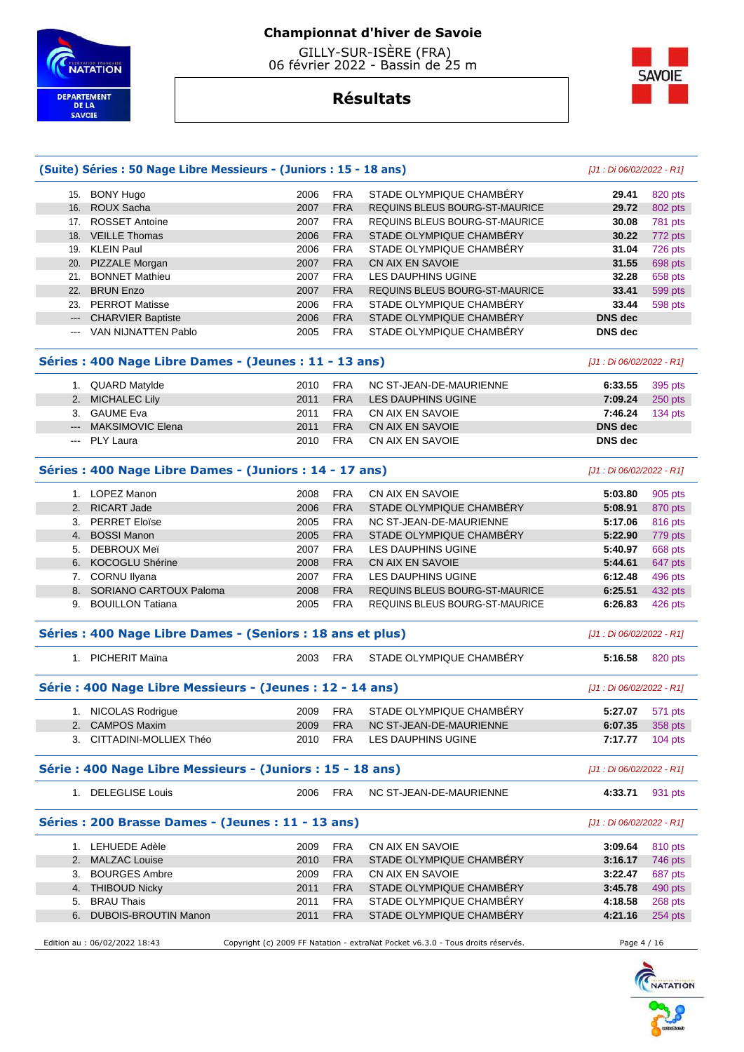# Championnat d'hiver de Savoie

GILLY-SUR-ISÈRE (FRA)
06 février 2022 - Bassin de 25 m

## Résultats

### (Suite) Séries : 50 Nage Libre Messieurs - (Juniors : 15 - 18 ans)

*[J1 : Di 06/02/2022 - R1]*

| | | | | | | |
|---|---|---|---|---|---|---|
| 15. | BONY Hugo | 2006 | FRA | STADE OLYMPIQUE CHAMBÉRY | **29.41** | 820 pts |
| 16. | ROUX Sacha | 2007 | FRA | REQUINS BLEUS BOURG-ST-MAURICE | **29.72** | 802 pts |
| 17. | ROSSET Antoine | 2007 | FRA | REQUINS BLEUS BOURG-ST-MAURICE | **30.08** | 781 pts |
| 18. | VEILLE Thomas | 2006 | FRA | STADE OLYMPIQUE CHAMBÉRY | **30.22** | 772 pts |
| 19. | KLEIN Paul | 2006 | FRA | STADE OLYMPIQUE CHAMBÉRY | **31.04** | 726 pts |
| 20. | PIZZALE Morgan | 2007 | FRA | CN AIX EN SAVOIE | **31.55** | 698 pts |
| 21. | BONNET Mathieu | 2007 | FRA | LES DAUPHINS UGINE | **32.28** | 658 pts |
| 22. | BRUN Enzo | 2007 | FRA | REQUINS BLEUS BOURG-ST-MAURICE | **33.41** | 599 pts |
| 23. | PERROT Matisse | 2006 | FRA | STADE OLYMPIQUE CHAMBÉRY | **33.44** | 598 pts |
| --- | CHARVIER Baptiste | 2006 | FRA | STADE OLYMPIQUE CHAMBÉRY | **DNS dec** | |
| --- | VAN NIJNATTEN Pablo | 2005 | FRA | STADE OLYMPIQUE CHAMBÉRY | **DNS dec** | |

### Séries : 400 Nage Libre Dames - (Jeunes : 11 - 13 ans)

*[J1 : Di 06/02/2022 - R1]*

| | | | | | | |
|---|---|---|---|---|---|---|
| 1. | QUARD Matylde | 2010 | FRA | NC ST-JEAN-DE-MAURIENNE | **6:33.55** | 395 pts |
| 2. | MICHALEC Lily | 2011 | FRA | LES DAUPHINS UGINE | **7:09.24** | 250 pts |
| 3. | GAUME Eva | 2011 | FRA | CN AIX EN SAVOIE | **7:46.24** | 134 pts |
| --- | MAKSIMOVIC Elena | 2011 | FRA | CN AIX EN SAVOIE | **DNS dec** | |
| --- | PLY Laura | 2010 | FRA | CN AIX EN SAVOIE | **DNS dec** | |

### Séries : 400 Nage Libre Dames - (Juniors : 14 - 17 ans)

*[J1 : Di 06/02/2022 - R1]*

| | | | | | | |
|---|---|---|---|---|---|---|
| 1. | LOPEZ Manon | 2008 | FRA | CN AIX EN SAVOIE | **5:03.80** | 905 pts |
| 2. | RICART Jade | 2006 | FRA | STADE OLYMPIQUE CHAMBÉRY | **5:08.91** | 870 pts |
| 3. | PERRET Eloïse | 2005 | FRA | NC ST-JEAN-DE-MAURIENNE | **5:17.06** | 816 pts |
| 4. | BOSSI Manon | 2005 | FRA | STADE OLYMPIQUE CHAMBÉRY | **5:22.90** | 779 pts |
| 5. | DEBROUX Meï | 2007 | FRA | LES DAUPHINS UGINE | **5:40.97** | 668 pts |
| 6. | KOCOGLU Shérine | 2008 | FRA | CN AIX EN SAVOIE | **5:44.61** | 647 pts |
| 7. | CORNU Ilyana | 2007 | FRA | LES DAUPHINS UGINE | **6:12.48** | 496 pts |
| 8. | SORIANO CARTOUX Paloma | 2008 | FRA | REQUINS BLEUS BOURG-ST-MAURICE | **6:25.51** | 432 pts |
| 9. | BOUILLON Tatiana | 2005 | FRA | REQUINS BLEUS BOURG-ST-MAURICE | **6:26.83** | 426 pts |

### Séries : 400 Nage Libre Dames - (Seniors : 18 ans et plus)

*[J1 : Di 06/02/2022 - R1]*

| | | | | | | |
|---|---|---|---|---|---|---|
| 1. | PICHERIT Maïna | 2003 | FRA | STADE OLYMPIQUE CHAMBÉRY | **5:16.58** | 820 pts |

### Série : 400 Nage Libre Messieurs - (Jeunes : 12 - 14 ans)

*[J1 : Di 06/02/2022 - R1]*

| | | | | | | |
|---|---|---|---|---|---|---|
| 1. | NICOLAS Rodrigue | 2009 | FRA | STADE OLYMPIQUE CHAMBÉRY | **5:27.07** | 571 pts |
| 2. | CAMPOS Maxim | 2009 | FRA | NC ST-JEAN-DE-MAURIENNE | **6:07.35** | 358 pts |
| 3. | CITTADINI-MOLLIEX Théo | 2010 | FRA | LES DAUPHINS UGINE | **7:17.77** | 104 pts |

### Série : 400 Nage Libre Messieurs - (Juniors : 15 - 18 ans)

*[J1 : Di 06/02/2022 - R1]*

| | | | | | | |
|---|---|---|---|---|---|---|
| 1. | DELEGLISE Louis | 2006 | FRA | NC ST-JEAN-DE-MAURIENNE | **4:33.71** | 931 pts |

### Séries : 200 Brasse Dames - (Jeunes : 11 - 13 ans)

*[J1 : Di 06/02/2022 - R1]*

| | | | | | | |
|---|---|---|---|---|---|---|
| 1. | LEHUEDE Adèle | 2009 | FRA | CN AIX EN SAVOIE | **3:09.64** | 810 pts |
| 2. | MALZAC Louise | 2010 | FRA | STADE OLYMPIQUE CHAMBÉRY | **3:16.17** | 746 pts |
| 3. | BOURGES Ambre | 2009 | FRA | CN AIX EN SAVOIE | **3:22.47** | 687 pts |
| 4. | THIBOUD Nicky | 2011 | FRA | STADE OLYMPIQUE CHAMBÉRY | **3:45.78** | 490 pts |
| 5. | BRAU Thais | 2011 | FRA | STADE OLYMPIQUE CHAMBÉRY | **4:18.58** | 268 pts |
| 6. | DUBOIS-BROUTIN Manon | 2011 | FRA | STADE OLYMPIQUE CHAMBÉRY | **4:21.16** | 254 pts |

Edition au : 06/02/2022 18:43 — Copyright (c) 2009 FF Natation - extraNat Pocket v6.3.0 - Tous droits réservés.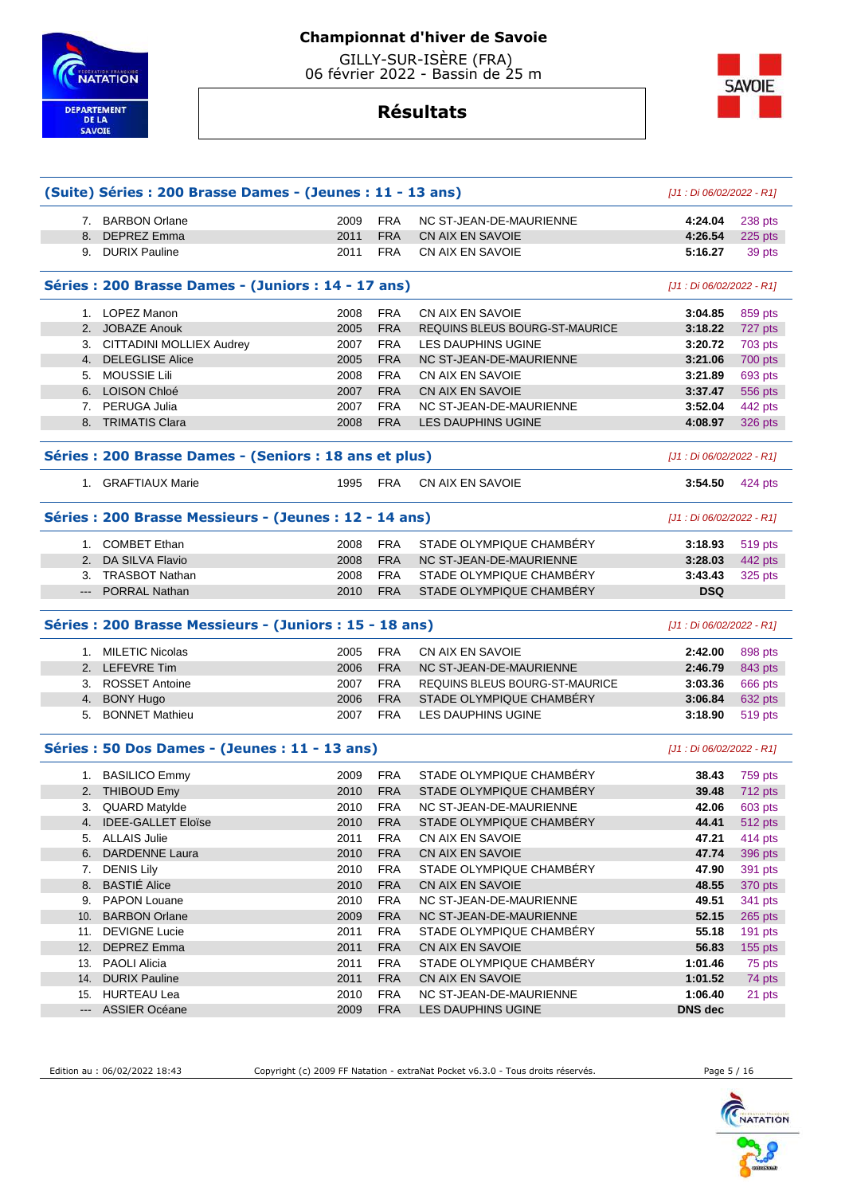# Championnat d'hiver de Savoie

GILLY-SUR-ISÈRE (FRA)
06 février 2022 - Bassin de 25 m

## Résultats

### (Suite) Séries : 200 Brasse Dames - (Jeunes : 11 - 13 ans)

[J1 : Di 06/02/2022 - R1]

| | Nom | Année | Nat. | Club | Temps | Points |
|---|---|---|---|---|---|---|
| 7. | BARBON Orlane | 2009 | FRA | NC ST-JEAN-DE-MAURIENNE | 4:24.04 | 238 pts |
| 8. | DEPREZ Emma | 2011 | FRA | CN AIX EN SAVOIE | 4:26.54 | 225 pts |
| 9. | DURIX Pauline | 2011 | FRA | CN AIX EN SAVOIE | 5:16.27 | 39 pts |

### Séries : 200 Brasse Dames - (Juniors : 14 - 17 ans)

[J1 : Di 06/02/2022 - R1]

| | Nom | Année | Nat. | Club | Temps | Points |
|---|---|---|---|---|---|---|
| 1. | LOPEZ Manon | 2008 | FRA | CN AIX EN SAVOIE | 3:04.85 | 859 pts |
| 2. | JOBAZE Anouk | 2005 | FRA | REQUINS BLEUS BOURG-ST-MAURICE | 3:18.22 | 727 pts |
| 3. | CITTADINI MOLLIEX Audrey | 2007 | FRA | LES DAUPHINS UGINE | 3:20.72 | 703 pts |
| 4. | DELEGLISE Alice | 2005 | FRA | NC ST-JEAN-DE-MAURIENNE | 3:21.06 | 700 pts |
| 5. | MOUSSIE Lili | 2008 | FRA | CN AIX EN SAVOIE | 3:21.89 | 693 pts |
| 6. | LOISON Chloé | 2007 | FRA | CN AIX EN SAVOIE | 3:37.47 | 556 pts |
| 7. | PERUGA Julia | 2007 | FRA | NC ST-JEAN-DE-MAURIENNE | 3:52.04 | 442 pts |
| 8. | TRIMATIS Clara | 2008 | FRA | LES DAUPHINS UGINE | 4:08.97 | 326 pts |

### Séries : 200 Brasse Dames - (Seniors : 18 ans et plus)

[J1 : Di 06/02/2022 - R1]

| | Nom | Année | Nat. | Club | Temps | Points |
|---|---|---|---|---|---|---|
| 1. | GRAFTIAUX Marie | 1995 | FRA | CN AIX EN SAVOIE | 3:54.50 | 424 pts |

### Séries : 200 Brasse Messieurs - (Jeunes : 12 - 14 ans)

[J1 : Di 06/02/2022 - R1]

| | Nom | Année | Nat. | Club | Temps | Points |
|---|---|---|---|---|---|---|
| 1. | COMBET Ethan | 2008 | FRA | STADE OLYMPIQUE CHAMBÉRY | 3:18.93 | 519 pts |
| 2. | DA SILVA Flavio | 2008 | FRA | NC ST-JEAN-DE-MAURIENNE | 3:28.03 | 442 pts |
| 3. | TRASBOT Nathan | 2008 | FRA | STADE OLYMPIQUE CHAMBÉRY | 3:43.43 | 325 pts |
| --- | PORRAL Nathan | 2010 | FRA | STADE OLYMPIQUE CHAMBÉRY | DSQ | |

### Séries : 200 Brasse Messieurs - (Juniors : 15 - 18 ans)

[J1 : Di 06/02/2022 - R1]

| | Nom | Année | Nat. | Club | Temps | Points |
|---|---|---|---|---|---|---|
| 1. | MILETIC Nicolas | 2005 | FRA | CN AIX EN SAVOIE | 2:42.00 | 898 pts |
| 2. | LEFEVRE Tim | 2006 | FRA | NC ST-JEAN-DE-MAURIENNE | 2:46.79 | 843 pts |
| 3. | ROSSET Antoine | 2007 | FRA | REQUINS BLEUS BOURG-ST-MAURICE | 3:03.36 | 666 pts |
| 4. | BONY Hugo | 2006 | FRA | STADE OLYMPIQUE CHAMBÉRY | 3:06.84 | 632 pts |
| 5. | BONNET Mathieu | 2007 | FRA | LES DAUPHINS UGINE | 3:18.90 | 519 pts |

### Séries : 50 Dos Dames - (Jeunes : 11 - 13 ans)

[J1 : Di 06/02/2022 - R1]

| | Nom | Année | Nat. | Club | Temps | Points |
|---|---|---|---|---|---|---|
| 1. | BASILICO Emmy | 2009 | FRA | STADE OLYMPIQUE CHAMBÉRY | 38.43 | 759 pts |
| 2. | THIBOUD Emy | 2010 | FRA | STADE OLYMPIQUE CHAMBÉRY | 39.48 | 712 pts |
| 3. | QUARD Matylde | 2010 | FRA | NC ST-JEAN-DE-MAURIENNE | 42.06 | 603 pts |
| 4. | IDEE-GALLET Eloïse | 2010 | FRA | STADE OLYMPIQUE CHAMBÉRY | 44.41 | 512 pts |
| 5. | ALLAIS Julie | 2011 | FRA | CN AIX EN SAVOIE | 47.21 | 414 pts |
| 6. | DARDENNE Laura | 2010 | FRA | CN AIX EN SAVOIE | 47.74 | 396 pts |
| 7. | DENIS Lily | 2010 | FRA | STADE OLYMPIQUE CHAMBÉRY | 47.90 | 391 pts |
| 8. | BASTIÉ Alice | 2010 | FRA | CN AIX EN SAVOIE | 48.55 | 370 pts |
| 9. | PAPON Louane | 2010 | FRA | NC ST-JEAN-DE-MAURIENNE | 49.51 | 341 pts |
| 10. | BARBON Orlane | 2009 | FRA | NC ST-JEAN-DE-MAURIENNE | 52.15 | 265 pts |
| 11. | DEVIGNE Lucie | 2011 | FRA | STADE OLYMPIQUE CHAMBÉRY | 55.18 | 191 pts |
| 12. | DEPREZ Emma | 2011 | FRA | CN AIX EN SAVOIE | 56.83 | 155 pts |
| 13. | PAOLI Alicia | 2011 | FRA | STADE OLYMPIQUE CHAMBÉRY | 1:01.46 | 75 pts |
| 14. | DURIX Pauline | 2011 | FRA | CN AIX EN SAVOIE | 1:01.52 | 74 pts |
| 15. | HURTEAU Lea | 2010 | FRA | NC ST-JEAN-DE-MAURIENNE | 1:06.40 | 21 pts |
| --- | ASSIER Océane | 2009 | FRA | LES DAUPHINS UGINE | DNS dec | |

Edition au : 06/02/2022 18:43 Copyright (c) 2009 FF Natation - extraNat Pocket v6.3.0 - Tous droits réservés.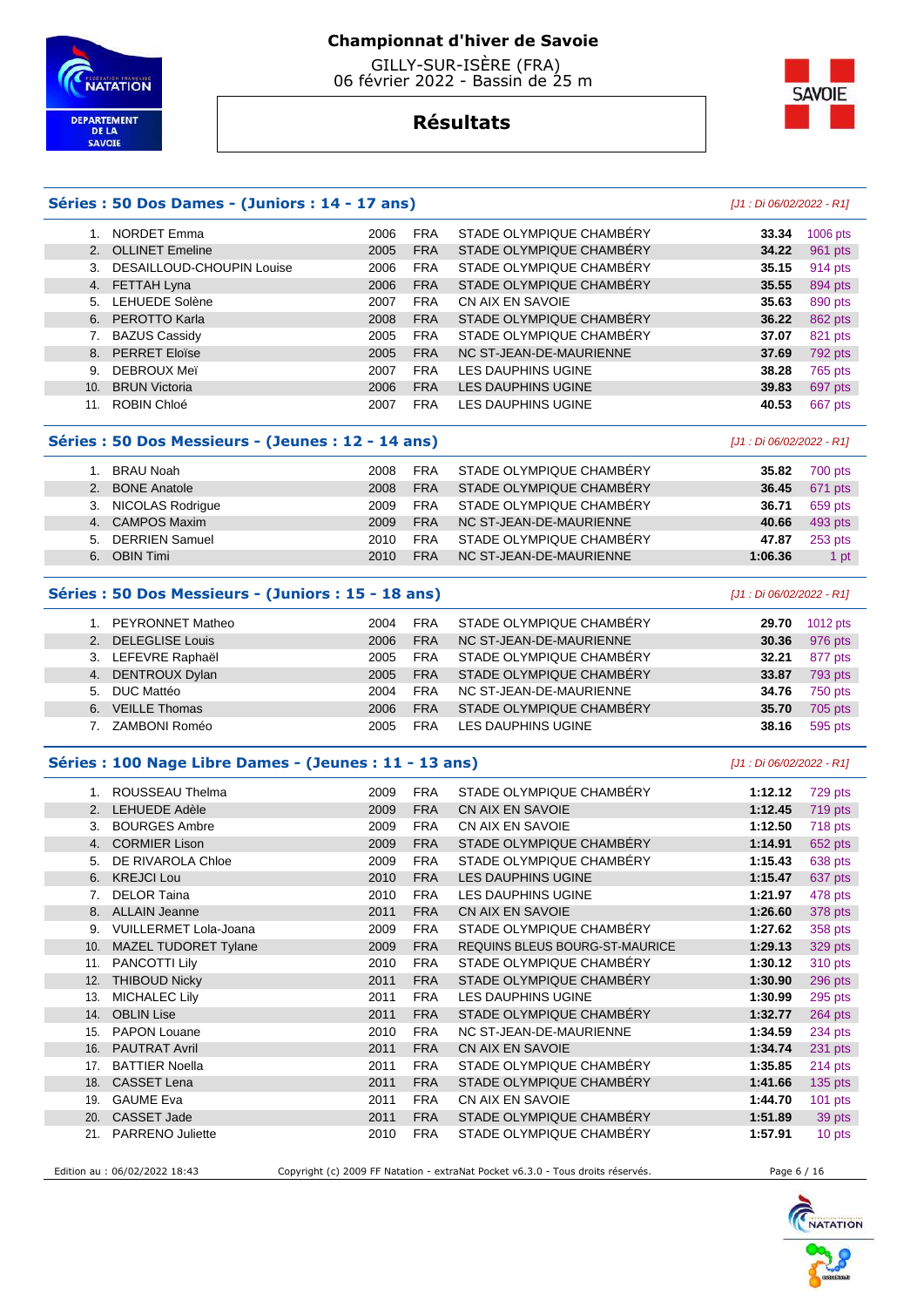# Championnat d'hiver de Savoie

GILLY-SUR-ISÈRE (FRA)
06 février 2022 - Bassin de 25 m

## Résultats

### Séries : 50 Dos Dames - (Juniors : 14 - 17 ans)

*[J1 : Di 06/02/2022 - R1]*

| | Nom | Année | Nat. | Club | Temps | Points |
|---|---|---|---|---|---|---|
| 1. | NORDET Emma | 2006 | FRA | STADE OLYMPIQUE CHAMBÉRY | 33.34 | 1006 pts |
| 2. | OLLINET Emeline | 2005 | FRA | STADE OLYMPIQUE CHAMBÉRY | 34.22 | 961 pts |
| 3. | DESAILLOUD-CHOUPIN Louise | 2006 | FRA | STADE OLYMPIQUE CHAMBÉRY | 35.15 | 914 pts |
| 4. | FETTAH Lyna | 2006 | FRA | STADE OLYMPIQUE CHAMBÉRY | 35.55 | 894 pts |
| 5. | LEHUEDE Solène | 2007 | FRA | CN AIX EN SAVOIE | 35.63 | 890 pts |
| 6. | PEROTTO Karla | 2008 | FRA | STADE OLYMPIQUE CHAMBÉRY | 36.22 | 862 pts |
| 7. | BAZUS Cassidy | 2005 | FRA | STADE OLYMPIQUE CHAMBÉRY | 37.07 | 821 pts |
| 8. | PERRET Eloïse | 2005 | FRA | NC ST-JEAN-DE-MAURIENNE | 37.69 | 792 pts |
| 9. | DEBROUX Meï | 2007 | FRA | LES DAUPHINS UGINE | 38.28 | 765 pts |
| 10. | BRUN Victoria | 2006 | FRA | LES DAUPHINS UGINE | 39.83 | 697 pts |
| 11. | ROBIN Chloé | 2007 | FRA | LES DAUPHINS UGINE | 40.53 | 667 pts |

### Séries : 50 Dos Messieurs - (Jeunes : 12 - 14 ans)

*[J1 : Di 06/02/2022 - R1]*

| | Nom | Année | Nat. | Club | Temps | Points |
|---|---|---|---|---|---|---|
| 1. | BRAU Noah | 2008 | FRA | STADE OLYMPIQUE CHAMBÉRY | 35.82 | 700 pts |
| 2. | BONE Anatole | 2008 | FRA | STADE OLYMPIQUE CHAMBÉRY | 36.45 | 671 pts |
| 3. | NICOLAS Rodrigue | 2009 | FRA | STADE OLYMPIQUE CHAMBÉRY | 36.71 | 659 pts |
| 4. | CAMPOS Maxim | 2009 | FRA | NC ST-JEAN-DE-MAURIENNE | 40.66 | 493 pts |
| 5. | DERRIEN Samuel | 2010 | FRA | STADE OLYMPIQUE CHAMBÉRY | 47.87 | 253 pts |
| 6. | OBIN Timi | 2010 | FRA | NC ST-JEAN-DE-MAURIENNE | 1:06.36 | 1 pt |

### Séries : 50 Dos Messieurs - (Juniors : 15 - 18 ans)

*[J1 : Di 06/02/2022 - R1]*

| | Nom | Année | Nat. | Club | Temps | Points |
|---|---|---|---|---|---|---|
| 1. | PEYRONNET Matheo | 2004 | FRA | STADE OLYMPIQUE CHAMBÉRY | 29.70 | 1012 pts |
| 2. | DELEGLISE Louis | 2006 | FRA | NC ST-JEAN-DE-MAURIENNE | 30.36 | 976 pts |
| 3. | LEFEVRE Raphaël | 2005 | FRA | STADE OLYMPIQUE CHAMBÉRY | 32.21 | 877 pts |
| 4. | DENTROUX Dylan | 2005 | FRA | STADE OLYMPIQUE CHAMBÉRY | 33.87 | 793 pts |
| 5. | DUC Mattéo | 2004 | FRA | NC ST-JEAN-DE-MAURIENNE | 34.76 | 750 pts |
| 6. | VEILLE Thomas | 2006 | FRA | STADE OLYMPIQUE CHAMBÉRY | 35.70 | 705 pts |
| 7. | ZAMBONI Roméo | 2005 | FRA | LES DAUPHINS UGINE | 38.16 | 595 pts |

### Séries : 100 Nage Libre Dames - (Jeunes : 11 - 13 ans)

*[J1 : Di 06/02/2022 - R1]*

| | Nom | Année | Nat. | Club | Temps | Points |
|---|---|---|---|---|---|---|
| 1. | ROUSSEAU Thelma | 2009 | FRA | STADE OLYMPIQUE CHAMBÉRY | 1:12.12 | 729 pts |
| 2. | LEHUEDE Adèle | 2009 | FRA | CN AIX EN SAVOIE | 1:12.45 | 719 pts |
| 3. | BOURGES Ambre | 2009 | FRA | CN AIX EN SAVOIE | 1:12.50 | 718 pts |
| 4. | CORMIER Lison | 2009 | FRA | STADE OLYMPIQUE CHAMBÉRY | 1:14.91 | 652 pts |
| 5. | DE RIVAROLA Chloe | 2009 | FRA | STADE OLYMPIQUE CHAMBÉRY | 1:15.43 | 638 pts |
| 6. | KREJCI Lou | 2010 | FRA | LES DAUPHINS UGINE | 1:15.47 | 637 pts |
| 7. | DELOR Taina | 2010 | FRA | LES DAUPHINS UGINE | 1:21.97 | 478 pts |
| 8. | ALLAIN Jeanne | 2011 | FRA | CN AIX EN SAVOIE | 1:26.60 | 378 pts |
| 9. | VUILLERMET Lola-Joana | 2009 | FRA | STADE OLYMPIQUE CHAMBÉRY | 1:27.62 | 358 pts |
| 10. | MAZEL TUDORET Tylane | 2009 | FRA | REQUINS BLEUS BOURG-ST-MAURICE | 1:29.13 | 329 pts |
| 11. | PANCOTTI Lily | 2010 | FRA | STADE OLYMPIQUE CHAMBÉRY | 1:30.12 | 310 pts |
| 12. | THIBOUD Nicky | 2011 | FRA | STADE OLYMPIQUE CHAMBÉRY | 1:30.90 | 296 pts |
| 13. | MICHALEC Lily | 2011 | FRA | LES DAUPHINS UGINE | 1:30.99 | 295 pts |
| 14. | OBLIN Lise | 2011 | FRA | STADE OLYMPIQUE CHAMBÉRY | 1:32.77 | 264 pts |
| 15. | PAPON Louane | 2010 | FRA | NC ST-JEAN-DE-MAURIENNE | 1:34.59 | 234 pts |
| 16. | PAUTRAT Avril | 2011 | FRA | CN AIX EN SAVOIE | 1:34.74 | 231 pts |
| 17. | BATTIER Noella | 2011 | FRA | STADE OLYMPIQUE CHAMBÉRY | 1:35.85 | 214 pts |
| 18. | CASSET Lena | 2011 | FRA | STADE OLYMPIQUE CHAMBÉRY | 1:41.66 | 135 pts |
| 19. | GAUME Eva | 2011 | FRA | CN AIX EN SAVOIE | 1:44.70 | 101 pts |
| 20. | CASSET Jade | 2011 | FRA | STADE OLYMPIQUE CHAMBÉRY | 1:51.89 | 39 pts |
| 21. | PARRENO Juliette | 2010 | FRA | STADE OLYMPIQUE CHAMBÉRY | 1:57.91 | 10 pts |

Edition au : 06/02/2022 18:43 — Copyright (c) 2009 FF Natation - extraNat Pocket v6.3.0 - Tous droits réservés.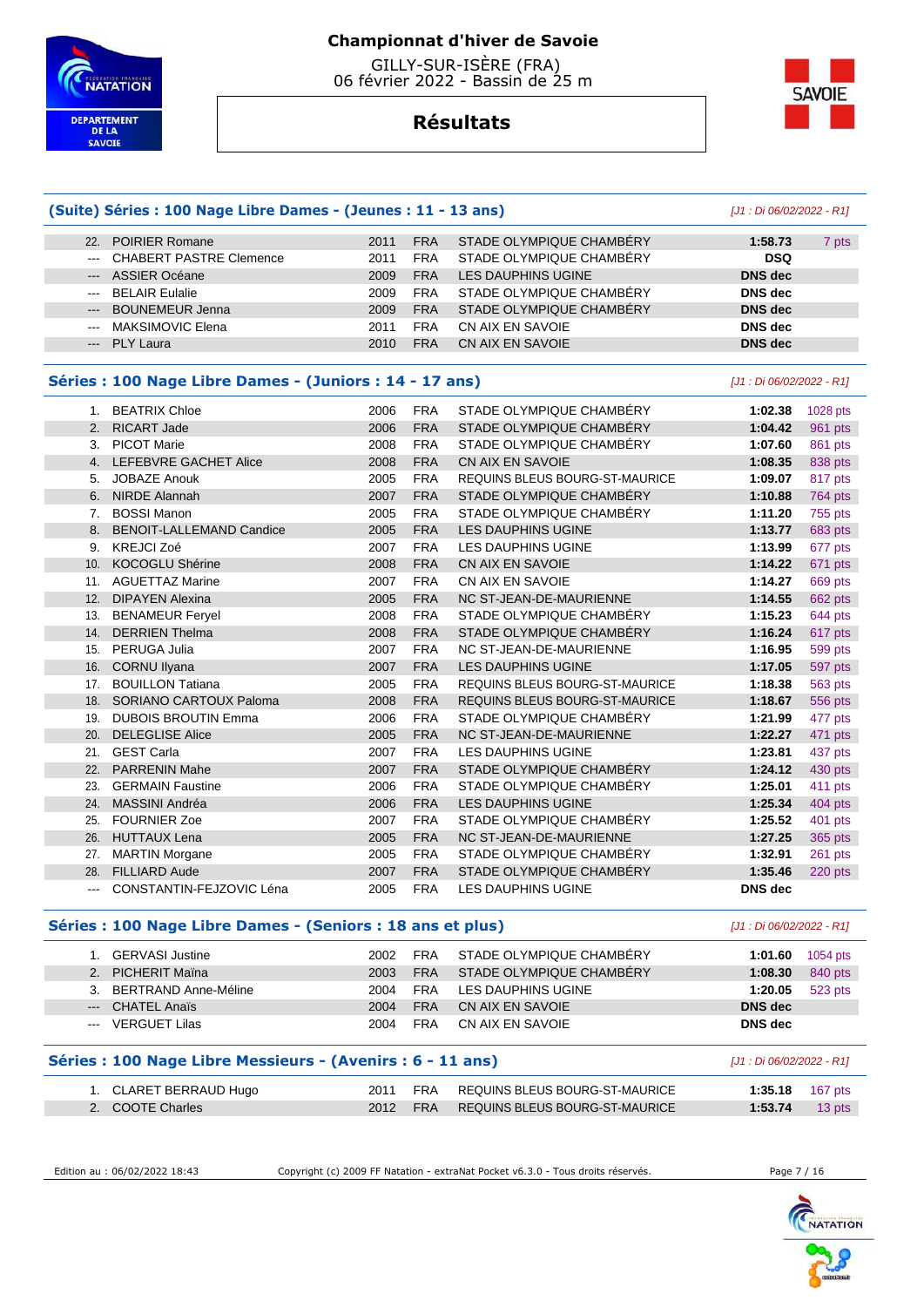# Championnat d'hiver de Savoie

GILLY-SUR-ISÈRE (FRA)
06 février 2022 - Bassin de 25 m

## Résultats

### (Suite) Séries : 100 Nage Libre Dames - (Jeunes : 11 - 13 ans)

*[J1 : Di 06/02/2022 - R1]*

| | | | | | | |
|---|---|---|---|---|---|---|
| 22. | POIRIER Romane | 2011 | FRA | STADE OLYMPIQUE CHAMBÉRY | 1:58.73 | 7 pts |
| --- | CHABERT PASTRE Clemence | 2011 | FRA | STADE OLYMPIQUE CHAMBÉRY | DSQ | |
| --- | ASSIER Océane | 2009 | FRA | LES DAUPHINS UGINE | DNS dec | |
| --- | BELAIR Eulalie | 2009 | FRA | STADE OLYMPIQUE CHAMBÉRY | DNS dec | |
| --- | BOUNEMEUR Jenna | 2009 | FRA | STADE OLYMPIQUE CHAMBÉRY | DNS dec | |
| --- | MAKSIMOVIC Elena | 2011 | FRA | CN AIX EN SAVOIE | DNS dec | |
| --- | PLY Laura | 2010 | FRA | CN AIX EN SAVOIE | DNS dec | |

### Séries : 100 Nage Libre Dames - (Juniors : 14 - 17 ans)

*[J1 : Di 06/02/2022 - R1]*

| | | | | | | |
|---|---|---|---|---|---|---|
| 1. | BEATRIX Chloe | 2006 | FRA | STADE OLYMPIQUE CHAMBÉRY | 1:02.38 | 1028 pts |
| 2. | RICART Jade | 2006 | FRA | STADE OLYMPIQUE CHAMBÉRY | 1:04.42 | 961 pts |
| 3. | PICOT Marie | 2008 | FRA | STADE OLYMPIQUE CHAMBÉRY | 1:07.60 | 861 pts |
| 4. | LEFEBVRE GACHET Alice | 2008 | FRA | CN AIX EN SAVOIE | 1:08.35 | 838 pts |
| 5. | JOBAZE Anouk | 2005 | FRA | REQUINS BLEUS BOURG-ST-MAURICE | 1:09.07 | 817 pts |
| 6. | NIRDE Alannah | 2007 | FRA | STADE OLYMPIQUE CHAMBÉRY | 1:10.88 | 764 pts |
| 7. | BOSSI Manon | 2005 | FRA | STADE OLYMPIQUE CHAMBÉRY | 1:11.20 | 755 pts |
| 8. | BENOIT-LALLEMAND Candice | 2005 | FRA | LES DAUPHINS UGINE | 1:13.77 | 683 pts |
| 9. | KREJCI Zoé | 2007 | FRA | LES DAUPHINS UGINE | 1:13.99 | 677 pts |
| 10. | KOCOGLU Shérine | 2008 | FRA | CN AIX EN SAVOIE | 1:14.22 | 671 pts |
| 11. | AGUETTAZ Marine | 2007 | FRA | CN AIX EN SAVOIE | 1:14.27 | 669 pts |
| 12. | DIPAYEN Alexina | 2005 | FRA | NC ST-JEAN-DE-MAURIENNE | 1:14.55 | 662 pts |
| 13. | BENAMEUR Feryel | 2008 | FRA | STADE OLYMPIQUE CHAMBÉRY | 1:15.23 | 644 pts |
| 14. | DERRIEN Thelma | 2008 | FRA | STADE OLYMPIQUE CHAMBÉRY | 1:16.24 | 617 pts |
| 15. | PERUGA Julia | 2007 | FRA | NC ST-JEAN-DE-MAURIENNE | 1:16.95 | 599 pts |
| 16. | CORNU Ilyana | 2007 | FRA | LES DAUPHINS UGINE | 1:17.05 | 597 pts |
| 17. | BOUILLON Tatiana | 2005 | FRA | REQUINS BLEUS BOURG-ST-MAURICE | 1:18.38 | 563 pts |
| 18. | SORIANO CARTOUX Paloma | 2008 | FRA | REQUINS BLEUS BOURG-ST-MAURICE | 1:18.67 | 556 pts |
| 19. | DUBOIS BROUTIN Emma | 2006 | FRA | STADE OLYMPIQUE CHAMBÉRY | 1:21.99 | 477 pts |
| 20. | DELEGLISE Alice | 2005 | FRA | NC ST-JEAN-DE-MAURIENNE | 1:22.27 | 471 pts |
| 21. | GEST Carla | 2007 | FRA | LES DAUPHINS UGINE | 1:23.81 | 437 pts |
| 22. | PARRENIN Mahe | 2007 | FRA | STADE OLYMPIQUE CHAMBÉRY | 1:24.12 | 430 pts |
| 23. | GERMAIN Faustine | 2006 | FRA | STADE OLYMPIQUE CHAMBÉRY | 1:25.01 | 411 pts |
| 24. | MASSINI Andréa | 2006 | FRA | LES DAUPHINS UGINE | 1:25.34 | 404 pts |
| 25. | FOURNIER Zoe | 2007 | FRA | STADE OLYMPIQUE CHAMBÉRY | 1:25.52 | 401 pts |
| 26. | HUTTAUX Lena | 2005 | FRA | NC ST-JEAN-DE-MAURIENNE | 1:27.25 | 365 pts |
| 27. | MARTIN Morgane | 2005 | FRA | STADE OLYMPIQUE CHAMBÉRY | 1:32.91 | 261 pts |
| 28. | FILLIARD Aude | 2007 | FRA | STADE OLYMPIQUE CHAMBÉRY | 1:35.46 | 220 pts |
| --- | CONSTANTIN-FEJZOVIC Léna | 2005 | FRA | LES DAUPHINS UGINE | DNS dec | |

### Séries : 100 Nage Libre Dames - (Seniors : 18 ans et plus)

*[J1 : Di 06/02/2022 - R1]*

| | | | | | | |
|---|---|---|---|---|---|---|
| 1. | GERVASI Justine | 2002 | FRA | STADE OLYMPIQUE CHAMBÉRY | 1:01.60 | 1054 pts |
| 2. | PICHERIT Maïna | 2003 | FRA | STADE OLYMPIQUE CHAMBÉRY | 1:08.30 | 840 pts |
| 3. | BERTRAND Anne-Méline | 2004 | FRA | LES DAUPHINS UGINE | 1:20.05 | 523 pts |
| --- | CHATEL Anaïs | 2004 | FRA | CN AIX EN SAVOIE | DNS dec | |
| --- | VERGUET Lilas | 2004 | FRA | CN AIX EN SAVOIE | DNS dec | |

### Séries : 100 Nage Libre Messieurs - (Avenirs : 6 - 11 ans)

*[J1 : Di 06/02/2022 - R1]*

| | | | | | | |
|---|---|---|---|---|---|---|
| 1. | CLARET BERRAUD Hugo | 2011 | FRA | REQUINS BLEUS BOURG-ST-MAURICE | 1:35.18 | 167 pts |
| 2. | COOTE Charles | 2012 | FRA | REQUINS BLEUS BOURG-ST-MAURICE | 1:53.74 | 13 pts |

Edition au : 06/02/2022 18:43 — Copyright (c) 2009 FF Natation - extraNat Pocket v6.3.0 - Tous droits réservés.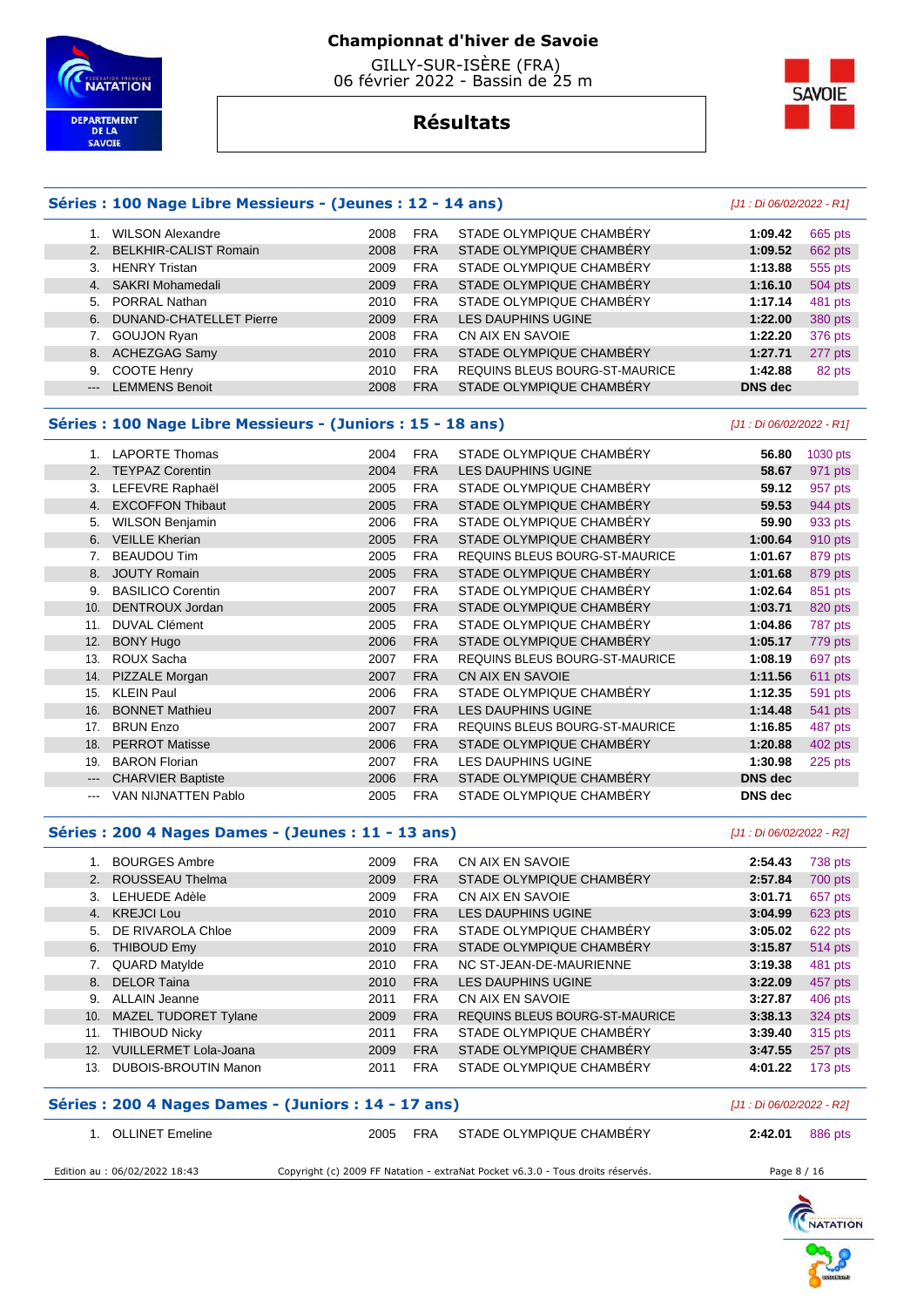# Championnat d'hiver de Savoie

GILLY-SUR-ISÈRE (FRA)
06 février 2022 - Bassin de 25 m

## Résultats

### Séries : 100 Nage Libre Messieurs - (Jeunes : 12 - 14 ans)

*[J1 : Di 06/02/2022 - R1]*

| | Nom | Année | Nat. | Club | Temps | Points |
|---|---|---|---|---|---|---|
| 1. | WILSON Alexandre | 2008 | FRA | STADE OLYMPIQUE CHAMBÉRY | 1:09.42 | 665 pts |
| 2. | BELKHIR-CALIST Romain | 2008 | FRA | STADE OLYMPIQUE CHAMBÉRY | 1:09.52 | 662 pts |
| 3. | HENRY Tristan | 2009 | FRA | STADE OLYMPIQUE CHAMBÉRY | 1:13.88 | 555 pts |
| 4. | SAKRI Mohamedali | 2009 | FRA | STADE OLYMPIQUE CHAMBÉRY | 1:16.10 | 504 pts |
| 5. | PORRAL Nathan | 2010 | FRA | STADE OLYMPIQUE CHAMBÉRY | 1:17.14 | 481 pts |
| 6. | DUNAND-CHATELLET Pierre | 2009 | FRA | LES DAUPHINS UGINE | 1:22.00 | 380 pts |
| 7. | GOUJON Ryan | 2008 | FRA | CN AIX EN SAVOIE | 1:22.20 | 376 pts |
| 8. | ACHEZGAG Samy | 2010 | FRA | STADE OLYMPIQUE CHAMBÉRY | 1:27.71 | 277 pts |
| 9. | COOTE Henry | 2010 | FRA | REQUINS BLEUS BOURG-ST-MAURICE | 1:42.88 | 82 pts |
| --- | LEMMENS Benoit | 2008 | FRA | STADE OLYMPIQUE CHAMBÉRY | DNS dec | |

### Séries : 100 Nage Libre Messieurs - (Juniors : 15 - 18 ans)

*[J1 : Di 06/02/2022 - R1]*

| | Nom | Année | Nat. | Club | Temps | Points |
|---|---|---|---|---|---|---|
| 1. | LAPORTE Thomas | 2004 | FRA | STADE OLYMPIQUE CHAMBÉRY | 56.80 | 1030 pts |
| 2. | TEYPAZ Corentin | 2004 | FRA | LES DAUPHINS UGINE | 58.67 | 971 pts |
| 3. | LEFEVRE Raphaël | 2005 | FRA | STADE OLYMPIQUE CHAMBÉRY | 59.12 | 957 pts |
| 4. | EXCOFFON Thibaut | 2005 | FRA | STADE OLYMPIQUE CHAMBÉRY | 59.53 | 944 pts |
| 5. | WILSON Benjamin | 2006 | FRA | STADE OLYMPIQUE CHAMBÉRY | 59.90 | 933 pts |
| 6. | VEILLE Kherian | 2005 | FRA | STADE OLYMPIQUE CHAMBÉRY | 1:00.64 | 910 pts |
| 7. | BEAUDOU Tim | 2005 | FRA | REQUINS BLEUS BOURG-ST-MAURICE | 1:01.67 | 879 pts |
| 8. | JOUTY Romain | 2005 | FRA | STADE OLYMPIQUE CHAMBÉRY | 1:01.68 | 879 pts |
| 9. | BASILICO Corentin | 2007 | FRA | STADE OLYMPIQUE CHAMBÉRY | 1:02.64 | 851 pts |
| 10. | DENTROUX Jordan | 2005 | FRA | STADE OLYMPIQUE CHAMBÉRY | 1:03.71 | 820 pts |
| 11. | DUVAL Clément | 2005 | FRA | STADE OLYMPIQUE CHAMBÉRY | 1:04.86 | 787 pts |
| 12. | BONY Hugo | 2006 | FRA | STADE OLYMPIQUE CHAMBÉRY | 1:05.17 | 779 pts |
| 13. | ROUX Sacha | 2007 | FRA | REQUINS BLEUS BOURG-ST-MAURICE | 1:08.19 | 697 pts |
| 14. | PIZZALE Morgan | 2007 | FRA | CN AIX EN SAVOIE | 1:11.56 | 611 pts |
| 15. | KLEIN Paul | 2006 | FRA | STADE OLYMPIQUE CHAMBÉRY | 1:12.35 | 591 pts |
| 16. | BONNET Mathieu | 2007 | FRA | LES DAUPHINS UGINE | 1:14.48 | 541 pts |
| 17. | BRUN Enzo | 2007 | FRA | REQUINS BLEUS BOURG-ST-MAURICE | 1:16.85 | 487 pts |
| 18. | PERROT Matisse | 2006 | FRA | STADE OLYMPIQUE CHAMBÉRY | 1:20.88 | 402 pts |
| 19. | BARON Florian | 2007 | FRA | LES DAUPHINS UGINE | 1:30.98 | 225 pts |
| --- | CHARVIER Baptiste | 2006 | FRA | STADE OLYMPIQUE CHAMBÉRY | DNS dec | |
| --- | VAN NIJNATTEN Pablo | 2005 | FRA | STADE OLYMPIQUE CHAMBÉRY | DNS dec | |

### Séries : 200 4 Nages Dames - (Jeunes : 11 - 13 ans)

*[J1 : Di 06/02/2022 - R2]*

| | Nom | Année | Nat. | Club | Temps | Points |
|---|---|---|---|---|---|---|
| 1. | BOURGES Ambre | 2009 | FRA | CN AIX EN SAVOIE | 2:54.43 | 738 pts |
| 2. | ROUSSEAU Thelma | 2009 | FRA | STADE OLYMPIQUE CHAMBÉRY | 2:57.84 | 700 pts |
| 3. | LEHUEDE Adèle | 2009 | FRA | CN AIX EN SAVOIE | 3:01.71 | 657 pts |
| 4. | KREJCI Lou | 2010 | FRA | LES DAUPHINS UGINE | 3:04.99 | 623 pts |
| 5. | DE RIVAROLA Chloe | 2009 | FRA | STADE OLYMPIQUE CHAMBÉRY | 3:05.02 | 622 pts |
| 6. | THIBOUD Emy | 2010 | FRA | STADE OLYMPIQUE CHAMBÉRY | 3:15.87 | 514 pts |
| 7. | QUARD Matylde | 2010 | FRA | NC ST-JEAN-DE-MAURIENNE | 3:19.38 | 481 pts |
| 8. | DELOR Taina | 2010 | FRA | LES DAUPHINS UGINE | 3:22.09 | 457 pts |
| 9. | ALLAIN Jeanne | 2011 | FRA | CN AIX EN SAVOIE | 3:27.87 | 406 pts |
| 10. | MAZEL TUDORET Tylane | 2009 | FRA | REQUINS BLEUS BOURG-ST-MAURICE | 3:38.13 | 324 pts |
| 11. | THIBOUD Nicky | 2011 | FRA | STADE OLYMPIQUE CHAMBÉRY | 3:39.40 | 315 pts |
| 12. | VUILLERMET Lola-Joana | 2009 | FRA | STADE OLYMPIQUE CHAMBÉRY | 3:47.55 | 257 pts |
| 13. | DUBOIS-BROUTIN Manon | 2011 | FRA | STADE OLYMPIQUE CHAMBÉRY | 4:01.22 | 173 pts |

### Séries : 200 4 Nages Dames - (Juniors : 14 - 17 ans)

*[J1 : Di 06/02/2022 - R2]*

| | Nom | Année | Nat. | Club | Temps | Points |
|---|---|---|---|---|---|---|
| 1. | OLLINET Emeline | 2005 | FRA | STADE OLYMPIQUE CHAMBÉRY | 2:42.01 | 886 pts |

Edition au : 06/02/2022 18:43 — Copyright (c) 2009 FF Natation - extraNat Pocket v6.3.0 - Tous droits réservés.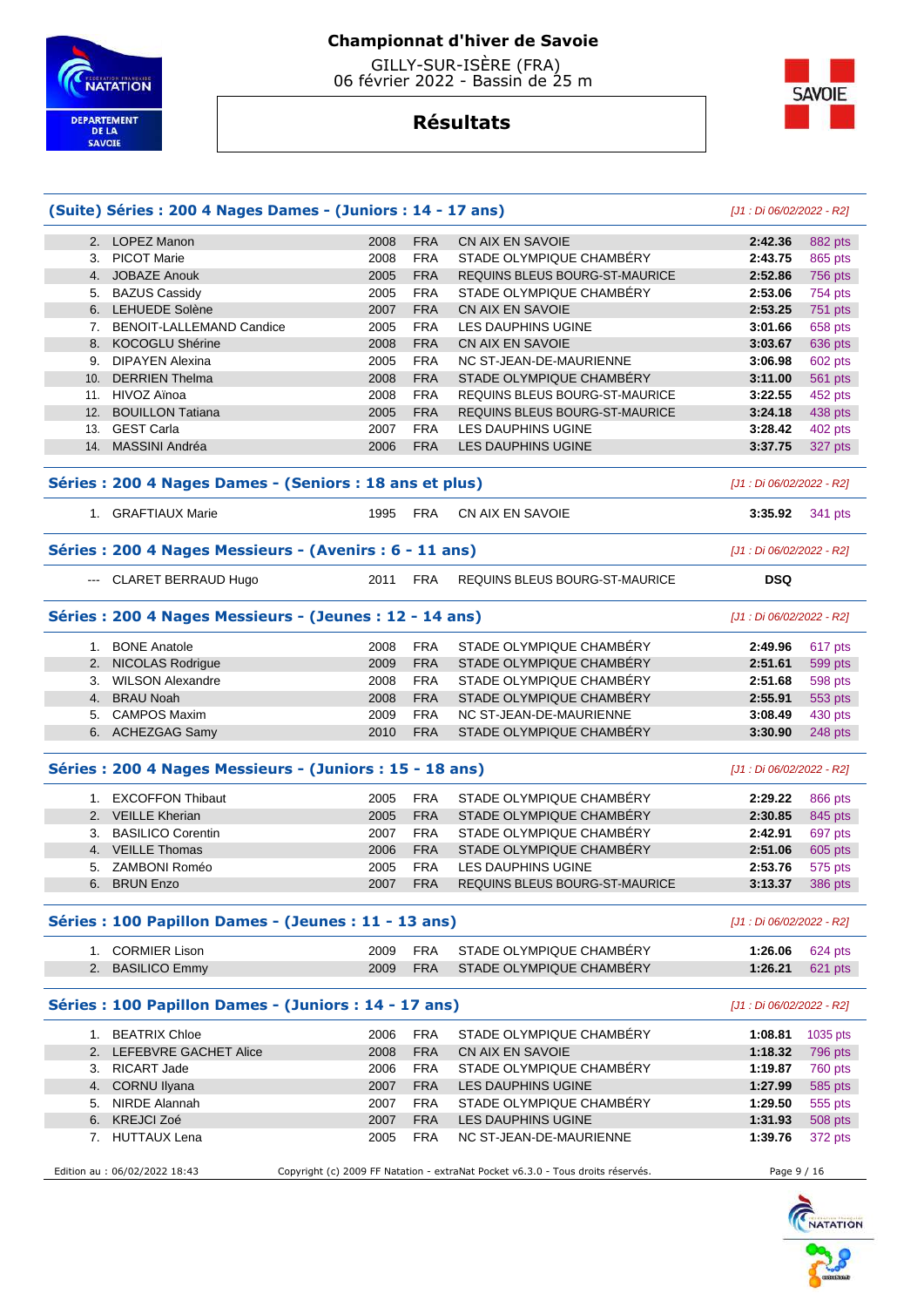# Championnat d'hiver de Savoie

GILLY-SUR-ISÈRE (FRA)
06 février 2022 - Bassin de 25 m

## Résultats

### (Suite) Séries : 200 4 Nages Dames - (Juniors : 14 - 17 ans)

[J1 : Di 06/02/2022 - R2]

| Rang | Nom | Année | Nat. | Club | Temps | Points |
|---|---|---|---|---|---|---|
| 2. | LOPEZ Manon | 2008 | FRA | CN AIX EN SAVOIE | 2:42.36 | 882 pts |
| 3. | PICOT Marie | 2008 | FRA | STADE OLYMPIQUE CHAMBÉRY | 2:43.75 | 865 pts |
| 4. | JOBAZE Anouk | 2005 | FRA | REQUINS BLEUS BOURG-ST-MAURICE | 2:52.86 | 756 pts |
| 5. | BAZUS Cassidy | 2005 | FRA | STADE OLYMPIQUE CHAMBÉRY | 2:53.06 | 754 pts |
| 6. | LEHUEDE Solène | 2007 | FRA | CN AIX EN SAVOIE | 2:53.25 | 751 pts |
| 7. | BENOIT-LALLEMAND Candice | 2005 | FRA | LES DAUPHINS UGINE | 3:01.66 | 658 pts |
| 8. | KOCOGLU Shérine | 2008 | FRA | CN AIX EN SAVOIE | 3:03.67 | 636 pts |
| 9. | DIPAYEN Alexina | 2005 | FRA | NC ST-JEAN-DE-MAURIENNE | 3:06.98 | 602 pts |
| 10. | DERRIEN Thelma | 2008 | FRA | STADE OLYMPIQUE CHAMBÉRY | 3:11.00 | 561 pts |
| 11. | HIVOZ Aïnoa | 2008 | FRA | REQUINS BLEUS BOURG-ST-MAURICE | 3:22.55 | 452 pts |
| 12. | BOUILLON Tatiana | 2005 | FRA | REQUINS BLEUS BOURG-ST-MAURICE | 3:24.18 | 438 pts |
| 13. | GEST Carla | 2007 | FRA | LES DAUPHINS UGINE | 3:28.42 | 402 pts |
| 14. | MASSINI Andréa | 2006 | FRA | LES DAUPHINS UGINE | 3:37.75 | 327 pts |

### Séries : 200 4 Nages Dames - (Seniors : 18 ans et plus)

[J1 : Di 06/02/2022 - R2]

| Rang | Nom | Année | Nat. | Club | Temps | Points |
|---|---|---|---|---|---|---|
| 1. | GRAFTIAUX Marie | 1995 | FRA | CN AIX EN SAVOIE | 3:35.92 | 341 pts |

### Séries : 200 4 Nages Messieurs - (Avenirs : 6 - 11 ans)

[J1 : Di 06/02/2022 - R2]

| Rang | Nom | Année | Nat. | Club | Temps | Points |
|---|---|---|---|---|---|---|
| --- | CLARET BERRAUD Hugo | 2011 | FRA | REQUINS BLEUS BOURG-ST-MAURICE | DSQ | |

### Séries : 200 4 Nages Messieurs - (Jeunes : 12 - 14 ans)

[J1 : Di 06/02/2022 - R2]

| Rang | Nom | Année | Nat. | Club | Temps | Points |
|---|---|---|---|---|---|---|
| 1. | BONE Anatole | 2008 | FRA | STADE OLYMPIQUE CHAMBÉRY | 2:49.96 | 617 pts |
| 2. | NICOLAS Rodrigue | 2009 | FRA | STADE OLYMPIQUE CHAMBÉRY | 2:51.61 | 599 pts |
| 3. | WILSON Alexandre | 2008 | FRA | STADE OLYMPIQUE CHAMBÉRY | 2:51.68 | 598 pts |
| 4. | BRAU Noah | 2008 | FRA | STADE OLYMPIQUE CHAMBÉRY | 2:55.91 | 553 pts |
| 5. | CAMPOS Maxim | 2009 | FRA | NC ST-JEAN-DE-MAURIENNE | 3:08.49 | 430 pts |
| 6. | ACHEZGAG Samy | 2010 | FRA | STADE OLYMPIQUE CHAMBÉRY | 3:30.90 | 248 pts |

### Séries : 200 4 Nages Messieurs - (Juniors : 15 - 18 ans)

[J1 : Di 06/02/2022 - R2]

| Rang | Nom | Année | Nat. | Club | Temps | Points |
|---|---|---|---|---|---|---|
| 1. | EXCOFFON Thibaut | 2005 | FRA | STADE OLYMPIQUE CHAMBÉRY | 2:29.22 | 866 pts |
| 2. | VEILLE Kherian | 2005 | FRA | STADE OLYMPIQUE CHAMBÉRY | 2:30.85 | 845 pts |
| 3. | BASILICO Corentin | 2007 | FRA | STADE OLYMPIQUE CHAMBÉRY | 2:42.91 | 697 pts |
| 4. | VEILLE Thomas | 2006 | FRA | STADE OLYMPIQUE CHAMBÉRY | 2:51.06 | 605 pts |
| 5. | ZAMBONI Roméo | 2005 | FRA | LES DAUPHINS UGINE | 2:53.76 | 575 pts |
| 6. | BRUN Enzo | 2007 | FRA | REQUINS BLEUS BOURG-ST-MAURICE | 3:13.37 | 386 pts |

### Séries : 100 Papillon Dames - (Jeunes : 11 - 13 ans)

[J1 : Di 06/02/2022 - R2]

| Rang | Nom | Année | Nat. | Club | Temps | Points |
|---|---|---|---|---|---|---|
| 1. | CORMIER Lison | 2009 | FRA | STADE OLYMPIQUE CHAMBÉRY | 1:26.06 | 624 pts |
| 2. | BASILICO Emmy | 2009 | FRA | STADE OLYMPIQUE CHAMBÉRY | 1:26.21 | 621 pts |

### Séries : 100 Papillon Dames - (Juniors : 14 - 17 ans)

[J1 : Di 06/02/2022 - R2]

| Rang | Nom | Année | Nat. | Club | Temps | Points |
|---|---|---|---|---|---|---|
| 1. | BEATRIX Chloe | 2006 | FRA | STADE OLYMPIQUE CHAMBÉRY | 1:08.81 | 1035 pts |
| 2. | LEFEBVRE GACHET Alice | 2008 | FRA | CN AIX EN SAVOIE | 1:18.32 | 796 pts |
| 3. | RICART Jade | 2006 | FRA | STADE OLYMPIQUE CHAMBÉRY | 1:19.87 | 760 pts |
| 4. | CORNU Ilyana | 2007 | FRA | LES DAUPHINS UGINE | 1:27.99 | 585 pts |
| 5. | NIRDE Alannah | 2007 | FRA | STADE OLYMPIQUE CHAMBÉRY | 1:29.50 | 555 pts |
| 6. | KREJCI Zoé | 2007 | FRA | LES DAUPHINS UGINE | 1:31.93 | 508 pts |
| 7. | HUTTAUX Lena | 2005 | FRA | NC ST-JEAN-DE-MAURIENNE | 1:39.76 | 372 pts |

Edition au : 06/02/2022 18:43 — Copyright (c) 2009 FF Natation - extraNat Pocket v6.3.0 - Tous droits réservés.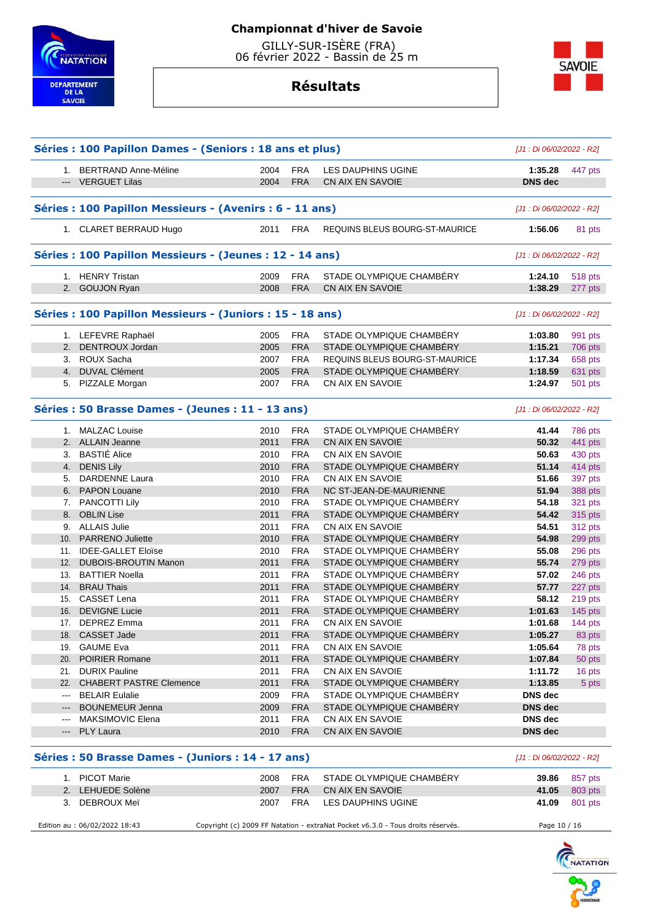# Championnat d'hiver de Savoie

GILLY-SUR-ISÈRE (FRA)
06 février 2022 - Bassin de 25 m

## Résultats

### Séries : 100 Papillon Dames - (Seniors : 18 ans et plus)

[J1 : Di 06/02/2022 - R2]

| Rang | Nom | Année | Nat. | Club | Temps | Points |
|---|---|---|---|---|---|---|
| 1. | BERTRAND Anne-Méline | 2004 | FRA | LES DAUPHINS UGINE | 1:35.28 | 447 pts |
| --- | VERGUET Lilas | 2004 | FRA | CN AIX EN SAVOIE | DNS dec | |

### Séries : 100 Papillon Messieurs - (Avenirs : 6 - 11 ans)

[J1 : Di 06/02/2022 - R2]

| Rang | Nom | Année | Nat. | Club | Temps | Points |
|---|---|---|---|---|---|---|
| 1. | CLARET BERRAUD Hugo | 2011 | FRA | REQUINS BLEUS BOURG-ST-MAURICE | 1:56.06 | 81 pts |

### Séries : 100 Papillon Messieurs - (Jeunes : 12 - 14 ans)

[J1 : Di 06/02/2022 - R2]

| Rang | Nom | Année | Nat. | Club | Temps | Points |
|---|---|---|---|---|---|---|
| 1. | HENRY Tristan | 2009 | FRA | STADE OLYMPIQUE CHAMBÉRY | 1:24.10 | 518 pts |
| 2. | GOUJON Ryan | 2008 | FRA | CN AIX EN SAVOIE | 1:38.29 | 277 pts |

### Séries : 100 Papillon Messieurs - (Juniors : 15 - 18 ans)

[J1 : Di 06/02/2022 - R2]

| Rang | Nom | Année | Nat. | Club | Temps | Points |
|---|---|---|---|---|---|---|
| 1. | LEFEVRE Raphaël | 2005 | FRA | STADE OLYMPIQUE CHAMBÉRY | 1:03.80 | 991 pts |
| 2. | DENTROUX Jordan | 2005 | FRA | STADE OLYMPIQUE CHAMBÉRY | 1:15.21 | 706 pts |
| 3. | ROUX Sacha | 2007 | FRA | REQUINS BLEUS BOURG-ST-MAURICE | 1:17.34 | 658 pts |
| 4. | DUVAL Clément | 2005 | FRA | STADE OLYMPIQUE CHAMBÉRY | 1:18.59 | 631 pts |
| 5. | PIZZALE Morgan | 2007 | FRA | CN AIX EN SAVOIE | 1:24.97 | 501 pts |

### Séries : 50 Brasse Dames - (Jeunes : 11 - 13 ans)

[J1 : Di 06/02/2022 - R2]

| Rang | Nom | Année | Nat. | Club | Temps | Points |
|---|---|---|---|---|---|---|
| 1. | MALZAC Louise | 2010 | FRA | STADE OLYMPIQUE CHAMBÉRY | 41.44 | 786 pts |
| 2. | ALLAIN Jeanne | 2011 | FRA | CN AIX EN SAVOIE | 50.32 | 441 pts |
| 3. | BASTIÉ Alice | 2010 | FRA | CN AIX EN SAVOIE | 50.63 | 430 pts |
| 4. | DENIS Lily | 2010 | FRA | STADE OLYMPIQUE CHAMBÉRY | 51.14 | 414 pts |
| 5. | DARDENNE Laura | 2010 | FRA | CN AIX EN SAVOIE | 51.66 | 397 pts |
| 6. | PAPON Louane | 2010 | FRA | NC ST-JEAN-DE-MAURIENNE | 51.94 | 388 pts |
| 7. | PANCOTTI Lily | 2010 | FRA | STADE OLYMPIQUE CHAMBÉRY | 54.18 | 321 pts |
| 8. | OBLIN Lise | 2011 | FRA | STADE OLYMPIQUE CHAMBÉRY | 54.42 | 315 pts |
| 9. | ALLAIS Julie | 2011 | FRA | CN AIX EN SAVOIE | 54.51 | 312 pts |
| 10. | PARRENO Juliette | 2010 | FRA | STADE OLYMPIQUE CHAMBÉRY | 54.98 | 299 pts |
| 11. | IDEE-GALLET Eloïse | 2010 | FRA | STADE OLYMPIQUE CHAMBÉRY | 55.08 | 296 pts |
| 12. | DUBOIS-BROUTIN Manon | 2011 | FRA | STADE OLYMPIQUE CHAMBÉRY | 55.74 | 279 pts |
| 13. | BATTIER Noella | 2011 | FRA | STADE OLYMPIQUE CHAMBÉRY | 57.02 | 246 pts |
| 14. | BRAU Thais | 2011 | FRA | STADE OLYMPIQUE CHAMBÉRY | 57.77 | 227 pts |
| 15. | CASSET Lena | 2011 | FRA | STADE OLYMPIQUE CHAMBÉRY | 58.12 | 219 pts |
| 16. | DEVIGNE Lucie | 2011 | FRA | STADE OLYMPIQUE CHAMBÉRY | 1:01.63 | 145 pts |
| 17. | DEPREZ Emma | 2011 | FRA | CN AIX EN SAVOIE | 1:01.68 | 144 pts |
| 18. | CASSET Jade | 2011 | FRA | STADE OLYMPIQUE CHAMBÉRY | 1:05.27 | 83 pts |
| 19. | GAUME Eva | 2011 | FRA | CN AIX EN SAVOIE | 1:05.64 | 78 pts |
| 20. | POIRIER Romane | 2011 | FRA | STADE OLYMPIQUE CHAMBÉRY | 1:07.84 | 50 pts |
| 21. | DURIX Pauline | 2011 | FRA | CN AIX EN SAVOIE | 1:11.72 | 16 pts |
| 22. | CHABERT PASTRE Clemence | 2011 | FRA | STADE OLYMPIQUE CHAMBÉRY | 1:13.85 | 5 pts |
| --- | BELAIR Eulalie | 2009 | FRA | STADE OLYMPIQUE CHAMBÉRY | DNS dec | |
| --- | BOUNEMEUR Jenna | 2009 | FRA | STADE OLYMPIQUE CHAMBÉRY | DNS dec | |
| --- | MAKSIMOVIC Elena | 2011 | FRA | CN AIX EN SAVOIE | DNS dec | |
| --- | PLY Laura | 2010 | FRA | CN AIX EN SAVOIE | DNS dec | |

### Séries : 50 Brasse Dames - (Juniors : 14 - 17 ans)

[J1 : Di 06/02/2022 - R2]

| Rang | Nom | Année | Nat. | Club | Temps | Points |
|---|---|---|---|---|---|---|
| 1. | PICOT Marie | 2008 | FRA | STADE OLYMPIQUE CHAMBÉRY | 39.86 | 857 pts |
| 2. | LEHUEDE Solène | 2007 | FRA | CN AIX EN SAVOIE | 41.05 | 803 pts |
| 3. | DEBROUX Meï | 2007 | FRA | LES DAUPHINS UGINE | 41.09 | 801 pts |

Edition au : 06/02/2022 18:43 — Copyright (c) 2009 FF Natation - extraNat Pocket v6.3.0 - Tous droits réservés.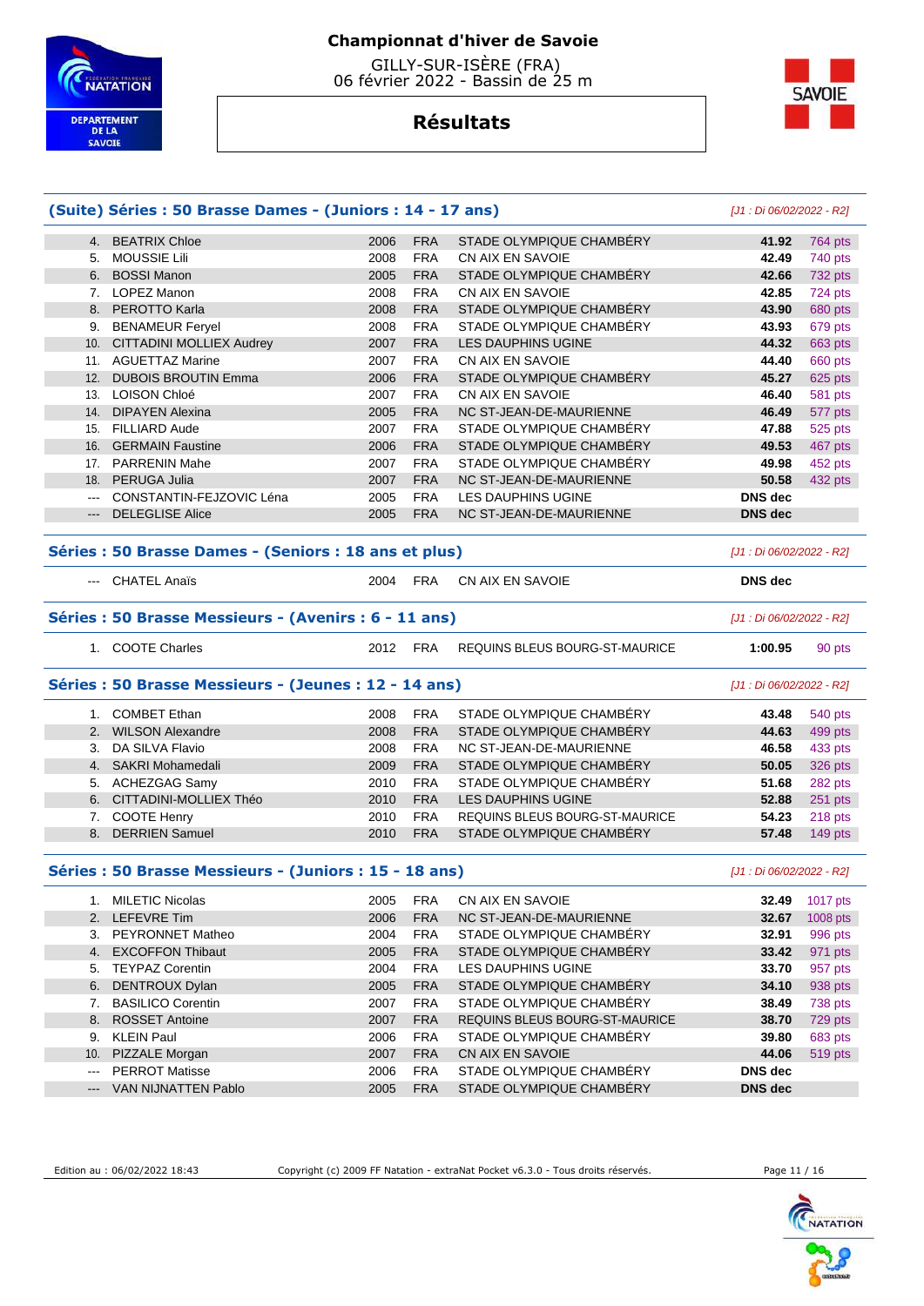# Championnat d'hiver de Savoie

GILLY-SUR-ISÈRE (FRA)
06 février 2022 - Bassin de 25 m

## Résultats

### (Suite) Séries : 50 Brasse Dames - (Juniors : 14 - 17 ans)

*[J1 : Di 06/02/2022 - R2]*

| | | | | | | |
|---|---|---|---|---|---|---|
| 4. | BEATRIX Chloe | 2006 | FRA | STADE OLYMPIQUE CHAMBÉRY | 41.92 | 764 pts |
| 5. | MOUSSIE Lili | 2008 | FRA | CN AIX EN SAVOIE | 42.49 | 740 pts |
| 6. | BOSSI Manon | 2005 | FRA | STADE OLYMPIQUE CHAMBÉRY | 42.66 | 732 pts |
| 7. | LOPEZ Manon | 2008 | FRA | CN AIX EN SAVOIE | 42.85 | 724 pts |
| 8. | PEROTTO Karla | 2008 | FRA | STADE OLYMPIQUE CHAMBÉRY | 43.90 | 680 pts |
| 9. | BENAMEUR Feryel | 2008 | FRA | STADE OLYMPIQUE CHAMBÉRY | 43.93 | 679 pts |
| 10. | CITTADINI MOLLIEX Audrey | 2007 | FRA | LES DAUPHINS UGINE | 44.32 | 663 pts |
| 11. | AGUETTAZ Marine | 2007 | FRA | CN AIX EN SAVOIE | 44.40 | 660 pts |
| 12. | DUBOIS BROUTIN Emma | 2006 | FRA | STADE OLYMPIQUE CHAMBÉRY | 45.27 | 625 pts |
| 13. | LOISON Chloé | 2007 | FRA | CN AIX EN SAVOIE | 46.40 | 581 pts |
| 14. | DIPAYEN Alexina | 2005 | FRA | NC ST-JEAN-DE-MAURIENNE | 46.49 | 577 pts |
| 15. | FILLIARD Aude | 2007 | FRA | STADE OLYMPIQUE CHAMBÉRY | 47.88 | 525 pts |
| 16. | GERMAIN Faustine | 2006 | FRA | STADE OLYMPIQUE CHAMBÉRY | 49.53 | 467 pts |
| 17. | PARRENIN Mahe | 2007 | FRA | STADE OLYMPIQUE CHAMBÉRY | 49.98 | 452 pts |
| 18. | PERUGA Julia | 2007 | FRA | NC ST-JEAN-DE-MAURIENNE | 50.58 | 432 pts |
| --- | CONSTANTIN-FEJZOVIC Léna | 2005 | FRA | LES DAUPHINS UGINE | DNS dec | |
| --- | DELEGLISE Alice | 2005 | FRA | NC ST-JEAN-DE-MAURIENNE | DNS dec | |

### Séries : 50 Brasse Dames - (Seniors : 18 ans et plus)

*[J1 : Di 06/02/2022 - R2]*

| | | | | | | |
|---|---|---|---|---|---|---|
| --- | CHATEL Anaïs | 2004 | FRA | CN AIX EN SAVOIE | DNS dec | |

### Séries : 50 Brasse Messieurs - (Avenirs : 6 - 11 ans)

*[J1 : Di 06/02/2022 - R2]*

| | | | | | | |
|---|---|---|---|---|---|---|
| 1. | COOTE Charles | 2012 | FRA | REQUINS BLEUS BOURG-ST-MAURICE | 1:00.95 | 90 pts |

### Séries : 50 Brasse Messieurs - (Jeunes : 12 - 14 ans)

*[J1 : Di 06/02/2022 - R2]*

| | | | | | | |
|---|---|---|---|---|---|---|
| 1. | COMBET Ethan | 2008 | FRA | STADE OLYMPIQUE CHAMBÉRY | 43.48 | 540 pts |
| 2. | WILSON Alexandre | 2008 | FRA | STADE OLYMPIQUE CHAMBÉRY | 44.63 | 499 pts |
| 3. | DA SILVA Flavio | 2008 | FRA | NC ST-JEAN-DE-MAURIENNE | 46.58 | 433 pts |
| 4. | SAKRI Mohamedali | 2009 | FRA | STADE OLYMPIQUE CHAMBÉRY | 50.05 | 326 pts |
| 5. | ACHEZGAG Samy | 2010 | FRA | STADE OLYMPIQUE CHAMBÉRY | 51.68 | 282 pts |
| 6. | CITTADINI-MOLLIEX Théo | 2010 | FRA | LES DAUPHINS UGINE | 52.88 | 251 pts |
| 7. | COOTE Henry | 2010 | FRA | REQUINS BLEUS BOURG-ST-MAURICE | 54.23 | 218 pts |
| 8. | DERRIEN Samuel | 2010 | FRA | STADE OLYMPIQUE CHAMBÉRY | 57.48 | 149 pts |

### Séries : 50 Brasse Messieurs - (Juniors : 15 - 18 ans)

*[J1 : Di 06/02/2022 - R2]*

| | | | | | | |
|---|---|---|---|---|---|---|
| 1. | MILETIC Nicolas | 2005 | FRA | CN AIX EN SAVOIE | 32.49 | 1017 pts |
| 2. | LEFEVRE Tim | 2006 | FRA | NC ST-JEAN-DE-MAURIENNE | 32.67 | 1008 pts |
| 3. | PEYRONNET Matheo | 2004 | FRA | STADE OLYMPIQUE CHAMBÉRY | 32.91 | 996 pts |
| 4. | EXCOFFON Thibaut | 2005 | FRA | STADE OLYMPIQUE CHAMBÉRY | 33.42 | 971 pts |
| 5. | TEYPAZ Corentin | 2004 | FRA | LES DAUPHINS UGINE | 33.70 | 957 pts |
| 6. | DENTROUX Dylan | 2005 | FRA | STADE OLYMPIQUE CHAMBÉRY | 34.10 | 938 pts |
| 7. | BASILICO Corentin | 2007 | FRA | STADE OLYMPIQUE CHAMBÉRY | 38.49 | 738 pts |
| 8. | ROSSET Antoine | 2007 | FRA | REQUINS BLEUS BOURG-ST-MAURICE | 38.70 | 729 pts |
| 9. | KLEIN Paul | 2006 | FRA | STADE OLYMPIQUE CHAMBÉRY | 39.80 | 683 pts |
| 10. | PIZZALE Morgan | 2007 | FRA | CN AIX EN SAVOIE | 44.06 | 519 pts |
| --- | PERROT Matisse | 2006 | FRA | STADE OLYMPIQUE CHAMBÉRY | DNS dec | |
| --- | VAN NIJNATTEN Pablo | 2005 | FRA | STADE OLYMPIQUE CHAMBÉRY | DNS dec | |

Edition au : 06/02/2022 18:43 — Copyright (c) 2009 FF Natation - extraNat Pocket v6.3.0 - Tous droits réservés.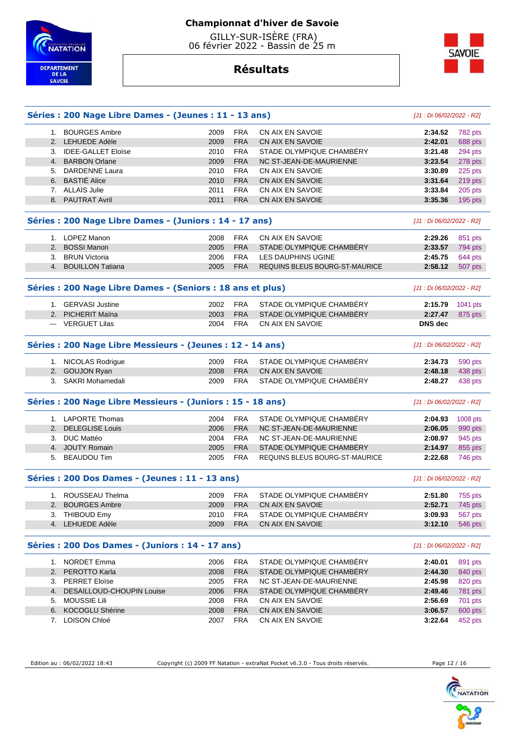# Championnat d'hiver de Savoie

GILLY-SUR-ISÈRE (FRA)
06 février 2022 - Bassin de 25 m

## Résultats

### Séries : 200 Nage Libre Dames - (Jeunes : 11 - 13 ans)

*[J1 : Di 06/02/2022 - R2]*

| | Nom | Année | Nat. | Club | Temps | Points |
|---|---|---|---|---|---|---|
| 1. | BOURGES Ambre | 2009 | FRA | CN AIX EN SAVOIE | 2:34.52 | 782 pts |
| 2. | LEHUEDE Adèle | 2009 | FRA | CN AIX EN SAVOIE | 2:42.01 | 688 pts |
| 3. | IDEE-GALLET Eloïse | 2010 | FRA | STADE OLYMPIQUE CHAMBÉRY | 3:21.48 | 294 pts |
| 4. | BARBON Orlane | 2009 | FRA | NC ST-JEAN-DE-MAURIENNE | 3:23.54 | 278 pts |
| 5. | DARDENNE Laura | 2010 | FRA | CN AIX EN SAVOIE | 3:30.89 | 225 pts |
| 6. | BASTIÉ Alice | 2010 | FRA | CN AIX EN SAVOIE | 3:31.64 | 219 pts |
| 7. | ALLAIS Julie | 2011 | FRA | CN AIX EN SAVOIE | 3:33.84 | 205 pts |
| 8. | PAUTRAT Avril | 2011 | FRA | CN AIX EN SAVOIE | 3:35.36 | 195 pts |

### Séries : 200 Nage Libre Dames - (Juniors : 14 - 17 ans)

*[J1 : Di 06/02/2022 - R2]*

| | Nom | Année | Nat. | Club | Temps | Points |
|---|---|---|---|---|---|---|
| 1. | LOPEZ Manon | 2008 | FRA | CN AIX EN SAVOIE | 2:29.26 | 851 pts |
| 2. | BOSSI Manon | 2005 | FRA | STADE OLYMPIQUE CHAMBÉRY | 2:33.57 | 794 pts |
| 3. | BRUN Victoria | 2006 | FRA | LES DAUPHINS UGINE | 2:45.75 | 644 pts |
| 4. | BOUILLON Tatiana | 2005 | FRA | REQUINS BLEUS BOURG-ST-MAURICE | 2:58.12 | 507 pts |

### Séries : 200 Nage Libre Dames - (Seniors : 18 ans et plus)

*[J1 : Di 06/02/2022 - R2]*

| | Nom | Année | Nat. | Club | Temps | Points |
|---|---|---|---|---|---|---|
| 1. | GERVASI Justine | 2002 | FRA | STADE OLYMPIQUE CHAMBÉRY | 2:15.79 | 1041 pts |
| 2. | PICHERIT Maïna | 2003 | FRA | STADE OLYMPIQUE CHAMBÉRY | 2:27.47 | 875 pts |
| --- | VERGUET Lilas | 2004 | FRA | CN AIX EN SAVOIE | DNS dec | |

### Séries : 200 Nage Libre Messieurs - (Jeunes : 12 - 14 ans)

*[J1 : Di 06/02/2022 - R2]*

| | Nom | Année | Nat. | Club | Temps | Points |
|---|---|---|---|---|---|---|
| 1. | NICOLAS Rodrigue | 2009 | FRA | STADE OLYMPIQUE CHAMBÉRY | 2:34.73 | 590 pts |
| 2. | GOUJON Ryan | 2008 | FRA | CN AIX EN SAVOIE | 2:48.18 | 438 pts |
| 3. | SAKRI Mohamedali | 2009 | FRA | STADE OLYMPIQUE CHAMBÉRY | 2:48.27 | 438 pts |

### Séries : 200 Nage Libre Messieurs - (Juniors : 15 - 18 ans)

*[J1 : Di 06/02/2022 - R2]*

| | Nom | Année | Nat. | Club | Temps | Points |
|---|---|---|---|---|---|---|
| 1. | LAPORTE Thomas | 2004 | FRA | STADE OLYMPIQUE CHAMBÉRY | 2:04.93 | 1008 pts |
| 2. | DELEGLISE Louis | 2006 | FRA | NC ST-JEAN-DE-MAURIENNE | 2:06.05 | 990 pts |
| 3. | DUC Mattéo | 2004 | FRA | NC ST-JEAN-DE-MAURIENNE | 2:08.97 | 945 pts |
| 4. | JOUTY Romain | 2005 | FRA | STADE OLYMPIQUE CHAMBÉRY | 2:14.97 | 855 pts |
| 5. | BEAUDOU Tim | 2005 | FRA | REQUINS BLEUS BOURG-ST-MAURICE | 2:22.68 | 746 pts |

### Séries : 200 Dos Dames - (Jeunes : 11 - 13 ans)

*[J1 : Di 06/02/2022 - R2]*

| | Nom | Année | Nat. | Club | Temps | Points |
|---|---|---|---|---|---|---|
| 1. | ROUSSEAU Thelma | 2009 | FRA | STADE OLYMPIQUE CHAMBÉRY | 2:51.80 | 755 pts |
| 2. | BOURGES Ambre | 2009 | FRA | CN AIX EN SAVOIE | 2:52.71 | 745 pts |
| 3. | THIBOUD Emy | 2010 | FRA | STADE OLYMPIQUE CHAMBÉRY | 3:09.93 | 567 pts |
| 4. | LEHUEDE Adèle | 2009 | FRA | CN AIX EN SAVOIE | 3:12.10 | 546 pts |

### Séries : 200 Dos Dames - (Juniors : 14 - 17 ans)

*[J1 : Di 06/02/2022 - R2]*

| | Nom | Année | Nat. | Club | Temps | Points |
|---|---|---|---|---|---|---|
| 1. | NORDET Emma | 2006 | FRA | STADE OLYMPIQUE CHAMBÉRY | 2:40.01 | 891 pts |
| 2. | PEROTTO Karla | 2008 | FRA | STADE OLYMPIQUE CHAMBÉRY | 2:44.30 | 840 pts |
| 3. | PERRET Eloïse | 2005 | FRA | NC ST-JEAN-DE-MAURIENNE | 2:45.98 | 820 pts |
| 4. | DESAILLOUD-CHOUPIN Louise | 2006 | FRA | STADE OLYMPIQUE CHAMBÉRY | 2:49.46 | 781 pts |
| 5. | MOUSSIE Lili | 2008 | FRA | CN AIX EN SAVOIE | 2:56.69 | 701 pts |
| 6. | KOCOGLU Shérine | 2008 | FRA | CN AIX EN SAVOIE | 3:06.57 | 600 pts |
| 7. | LOISON Chloé | 2007 | FRA | CN AIX EN SAVOIE | 3:22.64 | 452 pts |

Edition au : 06/02/2022 18:43 — Copyright (c) 2009 FF Natation - extraNat Pocket v6.3.0 - Tous droits réservés.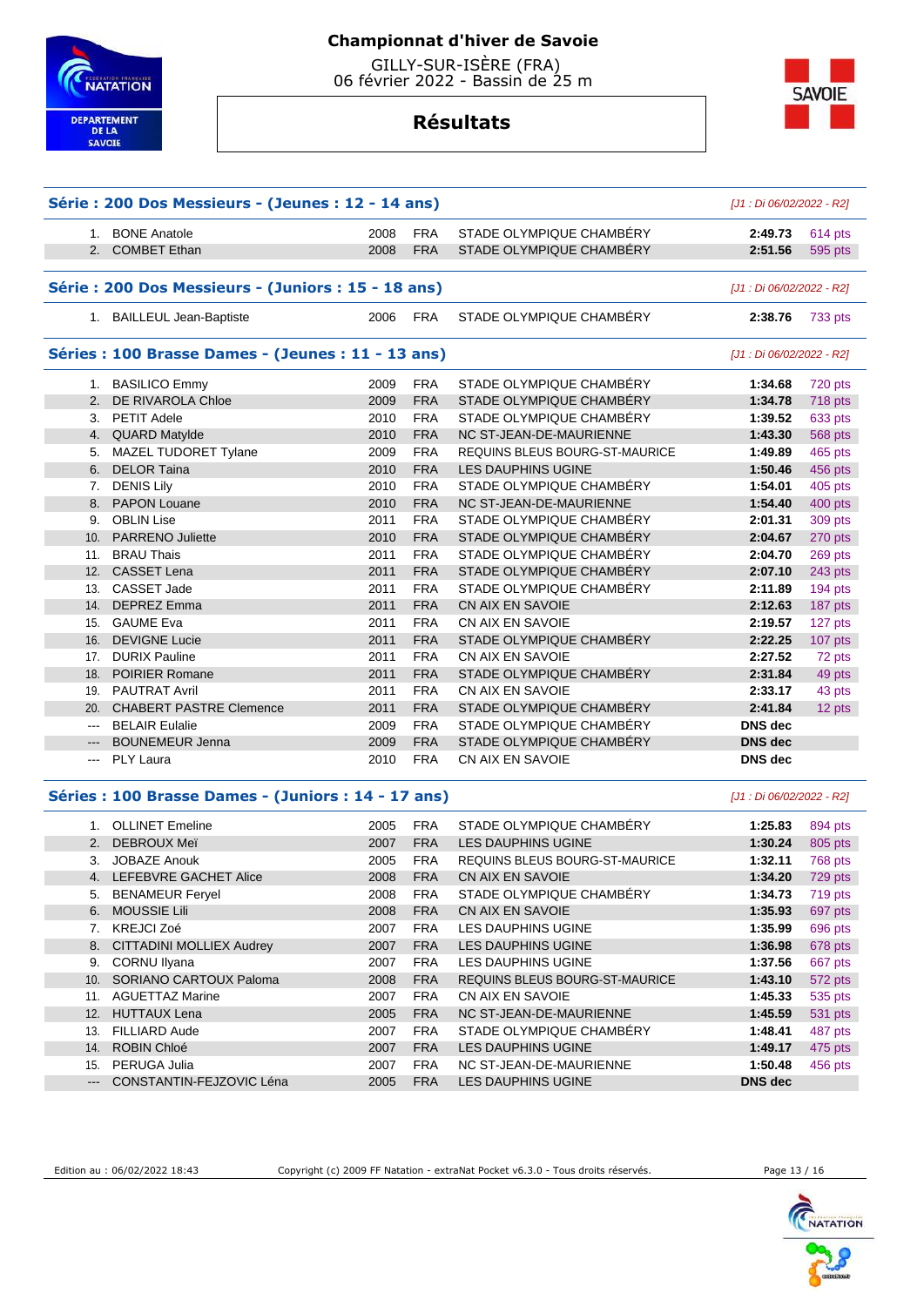# Championnat d'hiver de Savoie

GILLY-SUR-ISÈRE (FRA)
06 février 2022 - Bassin de 25 m

## Résultats

### Série : 200 Dos Messieurs - (Jeunes : 12 - 14 ans)

*[J1 : Di 06/02/2022 - R2]*

| Rang | Nom | Année | Nat. | Club | Temps | Points |
|---|---|---|---|---|---|---|
| 1. | BONE Anatole | 2008 | FRA | STADE OLYMPIQUE CHAMBÉRY | **2:49.73** | 614 pts |
| 2. | COMBET Ethan | 2008 | FRA | STADE OLYMPIQUE CHAMBÉRY | **2:51.56** | 595 pts |

### Série : 200 Dos Messieurs - (Juniors : 15 - 18 ans)

*[J1 : Di 06/02/2022 - R2]*

| Rang | Nom | Année | Nat. | Club | Temps | Points |
|---|---|---|---|---|---|---|
| 1. | BAILLEUL Jean-Baptiste | 2006 | FRA | STADE OLYMPIQUE CHAMBÉRY | **2:38.76** | 733 pts |

### Séries : 100 Brasse Dames - (Jeunes : 11 - 13 ans)

*[J1 : Di 06/02/2022 - R2]*

| Rang | Nom | Année | Nat. | Club | Temps | Points |
|---|---|---|---|---|---|---|
| 1. | BASILICO Emmy | 2009 | FRA | STADE OLYMPIQUE CHAMBÉRY | **1:34.68** | 720 pts |
| 2. | DE RIVAROLA Chloe | 2009 | FRA | STADE OLYMPIQUE CHAMBÉRY | **1:34.78** | 718 pts |
| 3. | PETIT Adele | 2010 | FRA | STADE OLYMPIQUE CHAMBÉRY | **1:39.52** | 633 pts |
| 4. | QUARD Matylde | 2010 | FRA | NC ST-JEAN-DE-MAURIENNE | **1:43.30** | 568 pts |
| 5. | MAZEL TUDORET Tylane | 2009 | FRA | REQUINS BLEUS BOURG-ST-MAURICE | **1:49.89** | 465 pts |
| 6. | DELOR Taina | 2010 | FRA | LES DAUPHINS UGINE | **1:50.46** | 456 pts |
| 7. | DENIS Lily | 2010 | FRA | STADE OLYMPIQUE CHAMBÉRY | **1:54.01** | 405 pts |
| 8. | PAPON Louane | 2010 | FRA | NC ST-JEAN-DE-MAURIENNE | **1:54.40** | 400 pts |
| 9. | OBLIN Lise | 2011 | FRA | STADE OLYMPIQUE CHAMBÉRY | **2:01.31** | 309 pts |
| 10. | PARRENO Juliette | 2010 | FRA | STADE OLYMPIQUE CHAMBÉRY | **2:04.67** | 270 pts |
| 11. | BRAU Thais | 2011 | FRA | STADE OLYMPIQUE CHAMBÉRY | **2:04.70** | 269 pts |
| 12. | CASSET Lena | 2011 | FRA | STADE OLYMPIQUE CHAMBÉRY | **2:07.10** | 243 pts |
| 13. | CASSET Jade | 2011 | FRA | STADE OLYMPIQUE CHAMBÉRY | **2:11.89** | 194 pts |
| 14. | DEPREZ Emma | 2011 | FRA | CN AIX EN SAVOIE | **2:12.63** | 187 pts |
| 15. | GAUME Eva | 2011 | FRA | CN AIX EN SAVOIE | **2:19.57** | 127 pts |
| 16. | DEVIGNE Lucie | 2011 | FRA | STADE OLYMPIQUE CHAMBÉRY | **2:22.25** | 107 pts |
| 17. | DURIX Pauline | 2011 | FRA | CN AIX EN SAVOIE | **2:27.52** | 72 pts |
| 18. | POIRIER Romane | 2011 | FRA | STADE OLYMPIQUE CHAMBÉRY | **2:31.84** | 49 pts |
| 19. | PAUTRAT Avril | 2011 | FRA | CN AIX EN SAVOIE | **2:33.17** | 43 pts |
| 20. | CHABERT PASTRE Clemence | 2011 | FRA | STADE OLYMPIQUE CHAMBÉRY | **2:41.84** | 12 pts |
| --- | BELAIR Eulalie | 2009 | FRA | STADE OLYMPIQUE CHAMBÉRY | **DNS dec** | |
| --- | BOUNEMEUR Jenna | 2009 | FRA | STADE OLYMPIQUE CHAMBÉRY | **DNS dec** | |
| --- | PLY Laura | 2010 | FRA | CN AIX EN SAVOIE | **DNS dec** | |

### Séries : 100 Brasse Dames - (Juniors : 14 - 17 ans)

*[J1 : Di 06/02/2022 - R2]*

| Rang | Nom | Année | Nat. | Club | Temps | Points |
|---|---|---|---|---|---|---|
| 1. | OLLINET Emeline | 2005 | FRA | STADE OLYMPIQUE CHAMBÉRY | **1:25.83** | 894 pts |
| 2. | DEBROUX Meï | 2007 | FRA | LES DAUPHINS UGINE | **1:30.24** | 805 pts |
| 3. | JOBAZE Anouk | 2005 | FRA | REQUINS BLEUS BOURG-ST-MAURICE | **1:32.11** | 768 pts |
| 4. | LEFEBVRE GACHET Alice | 2008 | FRA | CN AIX EN SAVOIE | **1:34.20** | 729 pts |
| 5. | BENAMEUR Feryel | 2008 | FRA | STADE OLYMPIQUE CHAMBÉRY | **1:34.73** | 719 pts |
| 6. | MOUSSIE Lili | 2008 | FRA | CN AIX EN SAVOIE | **1:35.93** | 697 pts |
| 7. | KREJCI Zoé | 2007 | FRA | LES DAUPHINS UGINE | **1:35.99** | 696 pts |
| 8. | CITTADINI MOLLIEX Audrey | 2007 | FRA | LES DAUPHINS UGINE | **1:36.98** | 678 pts |
| 9. | CORNU Ilyana | 2007 | FRA | LES DAUPHINS UGINE | **1:37.56** | 667 pts |
| 10. | SORIANO CARTOUX Paloma | 2008 | FRA | REQUINS BLEUS BOURG-ST-MAURICE | **1:43.10** | 572 pts |
| 11. | AGUETTAZ Marine | 2007 | FRA | CN AIX EN SAVOIE | **1:45.33** | 535 pts |
| 12. | HUTTAUX Lena | 2005 | FRA | NC ST-JEAN-DE-MAURIENNE | **1:45.59** | 531 pts |
| 13. | FILLIARD Aude | 2007 | FRA | STADE OLYMPIQUE CHAMBÉRY | **1:48.41** | 487 pts |
| 14. | ROBIN Chloé | 2007 | FRA | LES DAUPHINS UGINE | **1:49.17** | 475 pts |
| 15. | PERUGA Julia | 2007 | FRA | NC ST-JEAN-DE-MAURIENNE | **1:50.48** | 456 pts |
| --- | CONSTANTIN-FEJZOVIC Léna | 2005 | FRA | LES DAUPHINS UGINE | **DNS dec** | |

Edition au : 06/02/2022 18:43 — Copyright (c) 2009 FF Natation - extraNat Pocket v6.3.0 - Tous droits réservés.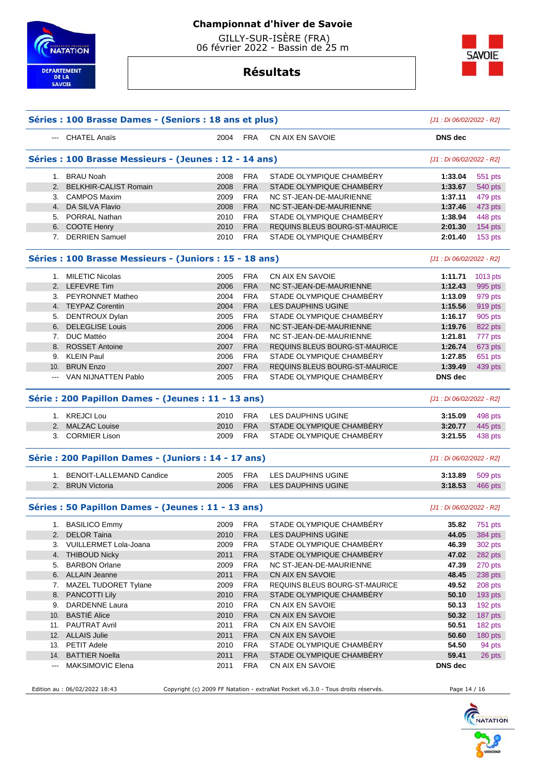# Championnat d'hiver de Savoie

GILLY-SUR-ISÈRE (FRA)
06 février 2022 - Bassin de 25 m

## Résultats

### Séries : 100 Brasse Dames - (Seniors : 18 ans et plus)

*[J1 : Di 06/02/2022 - R2]*

| | | | | | | |
|---|---|---|---|---|---|---|
| --- | CHATEL Anaïs | 2004 | FRA | CN AIX EN SAVOIE | **DNS dec** | |

### Séries : 100 Brasse Messieurs - (Jeunes : 12 - 14 ans)

*[J1 : Di 06/02/2022 - R2]*

| | | | | | | |
|---|---|---|---|---|---|---|
| 1. | BRAU Noah | 2008 | FRA | STADE OLYMPIQUE CHAMBÉRY | **1:33.04** | 551 pts |
| 2. | BELKHIR-CALIST Romain | 2008 | FRA | STADE OLYMPIQUE CHAMBÉRY | **1:33.67** | 540 pts |
| 3. | CAMPOS Maxim | 2009 | FRA | NC ST-JEAN-DE-MAURIENNE | **1:37.11** | 479 pts |
| 4. | DA SILVA Flavio | 2008 | FRA | NC ST-JEAN-DE-MAURIENNE | **1:37.46** | 473 pts |
| 5. | PORRAL Nathan | 2010 | FRA | STADE OLYMPIQUE CHAMBÉRY | **1:38.94** | 448 pts |
| 6. | COOTE Henry | 2010 | FRA | REQUINS BLEUS BOURG-ST-MAURICE | **2:01.30** | 154 pts |
| 7. | DERRIEN Samuel | 2010 | FRA | STADE OLYMPIQUE CHAMBÉRY | **2:01.40** | 153 pts |

### Séries : 100 Brasse Messieurs - (Juniors : 15 - 18 ans)

*[J1 : Di 06/02/2022 - R2]*

| | | | | | | |
|---|---|---|---|---|---|---|
| 1. | MILETIC Nicolas | 2005 | FRA | CN AIX EN SAVOIE | **1:11.71** | 1013 pts |
| 2. | LEFEVRE Tim | 2006 | FRA | NC ST-JEAN-DE-MAURIENNE | **1:12.43** | 995 pts |
| 3. | PEYRONNET Matheo | 2004 | FRA | STADE OLYMPIQUE CHAMBÉRY | **1:13.09** | 979 pts |
| 4. | TEYPAZ Corentin | 2004 | FRA | LES DAUPHINS UGINE | **1:15.56** | 919 pts |
| 5. | DENTROUX Dylan | 2005 | FRA | STADE OLYMPIQUE CHAMBÉRY | **1:16.17** | 905 pts |
| 6. | DELEGLISE Louis | 2006 | FRA | NC ST-JEAN-DE-MAURIENNE | **1:19.76** | 822 pts |
| 7. | DUC Mattéo | 2004 | FRA | NC ST-JEAN-DE-MAURIENNE | **1:21.81** | 777 pts |
| 8. | ROSSET Antoine | 2007 | FRA | REQUINS BLEUS BOURG-ST-MAURICE | **1:26.74** | 673 pts |
| 9. | KLEIN Paul | 2006 | FRA | STADE OLYMPIQUE CHAMBÉRY | **1:27.85** | 651 pts |
| 10. | BRUN Enzo | 2007 | FRA | REQUINS BLEUS BOURG-ST-MAURICE | **1:39.49** | 439 pts |
| --- | VAN NIJNATTEN Pablo | 2005 | FRA | STADE OLYMPIQUE CHAMBÉRY | **DNS dec** | |

### Série : 200 Papillon Dames - (Jeunes : 11 - 13 ans)

*[J1 : Di 06/02/2022 - R2]*

| | | | | | | |
|---|---|---|---|---|---|---|
| 1. | KREJCI Lou | 2010 | FRA | LES DAUPHINS UGINE | **3:15.09** | 498 pts |
| 2. | MALZAC Louise | 2010 | FRA | STADE OLYMPIQUE CHAMBÉRY | **3:20.77** | 445 pts |
| 3. | CORMIER Lison | 2009 | FRA | STADE OLYMPIQUE CHAMBÉRY | **3:21.55** | 438 pts |

### Série : 200 Papillon Dames - (Juniors : 14 - 17 ans)

*[J1 : Di 06/02/2022 - R2]*

| | | | | | | |
|---|---|---|---|---|---|---|
| 1. | BENOIT-LALLEMAND Candice | 2005 | FRA | LES DAUPHINS UGINE | **3:13.89** | 509 pts |
| 2. | BRUN Victoria | 2006 | FRA | LES DAUPHINS UGINE | **3:18.53** | 466 pts |

### Séries : 50 Papillon Dames - (Jeunes : 11 - 13 ans)

*[J1 : Di 06/02/2022 - R2]*

| | | | | | | |
|---|---|---|---|---|---|---|
| 1. | BASILICO Emmy | 2009 | FRA | STADE OLYMPIQUE CHAMBÉRY | **35.82** | 751 pts |
| 2. | DELOR Taina | 2010 | FRA | LES DAUPHINS UGINE | **44.05** | 384 pts |
| 3. | VUILLERMET Lola-Joana | 2009 | FRA | STADE OLYMPIQUE CHAMBÉRY | **46.39** | 302 pts |
| 4. | THIBOUD Nicky | 2011 | FRA | STADE OLYMPIQUE CHAMBÉRY | **47.02** | 282 pts |
| 5. | BARBON Orlane | 2009 | FRA | NC ST-JEAN-DE-MAURIENNE | **47.39** | 270 pts |
| 6. | ALLAIN Jeanne | 2011 | FRA | CN AIX EN SAVOIE | **48.45** | 238 pts |
| 7. | MAZEL TUDORET Tylane | 2009 | FRA | REQUINS BLEUS BOURG-ST-MAURICE | **49.52** | 208 pts |
| 8. | PANCOTTI Lily | 2010 | FRA | STADE OLYMPIQUE CHAMBÉRY | **50.10** | 193 pts |
| 9. | DARDENNE Laura | 2010 | FRA | CN AIX EN SAVOIE | **50.13** | 192 pts |
| 10. | BASTIÉ Alice | 2010 | FRA | CN AIX EN SAVOIE | **50.32** | 187 pts |
| 11. | PAUTRAT Avril | 2011 | FRA | CN AIX EN SAVOIE | **50.51** | 182 pts |
| 12. | ALLAIS Julie | 2011 | FRA | CN AIX EN SAVOIE | **50.60** | 180 pts |
| 13. | PETIT Adele | 2010 | FRA | STADE OLYMPIQUE CHAMBÉRY | **54.50** | 94 pts |
| 14. | BATTIER Noella | 2011 | FRA | STADE OLYMPIQUE CHAMBÉRY | **59.41** | 26 pts |
| --- | MAKSIMOVIC Elena | 2011 | FRA | CN AIX EN SAVOIE | **DNS dec** | |

Edition au : 06/02/2022 18:43 — Copyright (c) 2009 FF Natation - extraNat Pocket v6.3.0 - Tous droits réservés.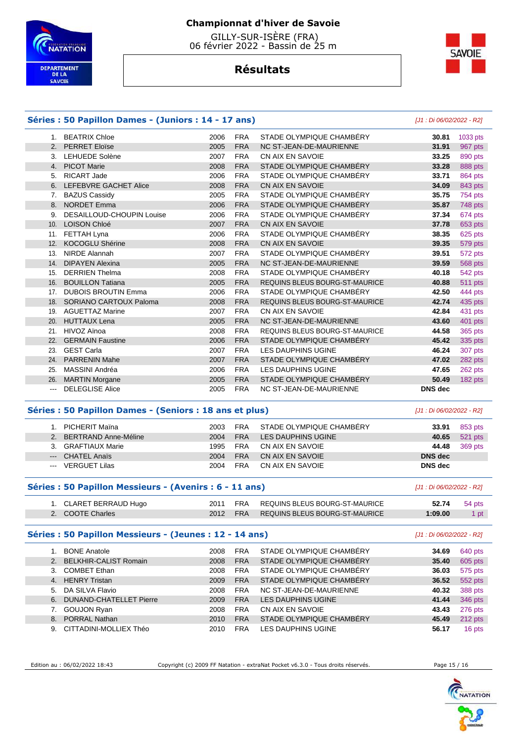# Championnat d'hiver de Savoie

GILLY-SUR-ISÈRE (FRA)
06 février 2022 - Bassin de 25 m

## Résultats

### Séries : 50 Papillon Dames - (Juniors : 14 - 17 ans)

*[J1 : Di 06/02/2022 - R2]*

| | | | | | | |
|---|---|---|---|---|---|---|
| 1. | BEATRIX Chloe | 2006 | FRA | STADE OLYMPIQUE CHAMBÉRY | **30.81** | 1033 pts |
| 2. | PERRET Eloïse | 2005 | FRA | NC ST-JEAN-DE-MAURIENNE | **31.91** | 967 pts |
| 3. | LEHUEDE Solène | 2007 | FRA | CN AIX EN SAVOIE | **33.25** | 890 pts |
| 4. | PICOT Marie | 2008 | FRA | STADE OLYMPIQUE CHAMBÉRY | **33.28** | 888 pts |
| 5. | RICART Jade | 2006 | FRA | STADE OLYMPIQUE CHAMBÉRY | **33.71** | 864 pts |
| 6. | LEFEBVRE GACHET Alice | 2008 | FRA | CN AIX EN SAVOIE | **34.09** | 843 pts |
| 7. | BAZUS Cassidy | 2005 | FRA | STADE OLYMPIQUE CHAMBÉRY | **35.75** | 754 pts |
| 8. | NORDET Emma | 2006 | FRA | STADE OLYMPIQUE CHAMBÉRY | **35.87** | 748 pts |
| 9. | DESAILLOUD-CHOUPIN Louise | 2006 | FRA | STADE OLYMPIQUE CHAMBÉRY | **37.34** | 674 pts |
| 10. | LOISON Chloé | 2007 | FRA | CN AIX EN SAVOIE | **37.78** | 653 pts |
| 11. | FETTAH Lyna | 2006 | FRA | STADE OLYMPIQUE CHAMBÉRY | **38.35** | 625 pts |
| 12. | KOCOGLU Shérine | 2008 | FRA | CN AIX EN SAVOIE | **39.35** | 579 pts |
| 13. | NIRDE Alannah | 2007 | FRA | STADE OLYMPIQUE CHAMBÉRY | **39.51** | 572 pts |
| 14. | DIPAYEN Alexina | 2005 | FRA | NC ST-JEAN-DE-MAURIENNE | **39.59** | 568 pts |
| 15. | DERRIEN Thelma | 2008 | FRA | STADE OLYMPIQUE CHAMBÉRY | **40.18** | 542 pts |
| 16. | BOUILLON Tatiana | 2005 | FRA | REQUINS BLEUS BOURG-ST-MAURICE | **40.88** | 511 pts |
| 17. | DUBOIS BROUTIN Emma | 2006 | FRA | STADE OLYMPIQUE CHAMBÉRY | **42.50** | 444 pts |
| 18. | SORIANO CARTOUX Paloma | 2008 | FRA | REQUINS BLEUS BOURG-ST-MAURICE | **42.74** | 435 pts |
| 19. | AGUETTAZ Marine | 2007 | FRA | CN AIX EN SAVOIE | **42.84** | 431 pts |
| 20. | HUTTAUX Lena | 2005 | FRA | NC ST-JEAN-DE-MAURIENNE | **43.60** | 401 pts |
| 21. | HIVOZ Aïnoa | 2008 | FRA | REQUINS BLEUS BOURG-ST-MAURICE | **44.58** | 365 pts |
| 22. | GERMAIN Faustine | 2006 | FRA | STADE OLYMPIQUE CHAMBÉRY | **45.42** | 335 pts |
| 23. | GEST Carla | 2007 | FRA | LES DAUPHINS UGINE | **46.24** | 307 pts |
| 24. | PARRENIN Mahe | 2007 | FRA | STADE OLYMPIQUE CHAMBÉRY | **47.02** | 282 pts |
| 25. | MASSINI Andréa | 2006 | FRA | LES DAUPHINS UGINE | **47.65** | 262 pts |
| 26. | MARTIN Morgane | 2005 | FRA | STADE OLYMPIQUE CHAMBÉRY | **50.49** | 182 pts |
| --- | DELEGLISE Alice | 2005 | FRA | NC ST-JEAN-DE-MAURIENNE | **DNS dec** | |

### Séries : 50 Papillon Dames - (Seniors : 18 ans et plus)

*[J1 : Di 06/02/2022 - R2]*

| | | | | | | |
|---|---|---|---|---|---|---|
| 1. | PICHERIT Maïna | 2003 | FRA | STADE OLYMPIQUE CHAMBÉRY | **33.91** | 853 pts |
| 2. | BERTRAND Anne-Méline | 2004 | FRA | LES DAUPHINS UGINE | **40.65** | 521 pts |
| 3. | GRAFTIAUX Marie | 1995 | FRA | CN AIX EN SAVOIE | **44.48** | 369 pts |
| --- | CHATEL Anaïs | 2004 | FRA | CN AIX EN SAVOIE | **DNS dec** | |
| --- | VERGUET Lilas | 2004 | FRA | CN AIX EN SAVOIE | **DNS dec** | |

### Séries : 50 Papillon Messieurs - (Avenirs : 6 - 11 ans)

*[J1 : Di 06/02/2022 - R2]*

| | | | | | | |
|---|---|---|---|---|---|---|
| 1. | CLARET BERRAUD Hugo | 2011 | FRA | REQUINS BLEUS BOURG-ST-MAURICE | **52.74** | 54 pts |
| 2. | COOTE Charles | 2012 | FRA | REQUINS BLEUS BOURG-ST-MAURICE | **1:09.00** | 1 pt |

### Séries : 50 Papillon Messieurs - (Jeunes : 12 - 14 ans)

*[J1 : Di 06/02/2022 - R2]*

| | | | | | | |
|---|---|---|---|---|---|---|
| 1. | BONE Anatole | 2008 | FRA | STADE OLYMPIQUE CHAMBÉRY | **34.69** | 640 pts |
| 2. | BELKHIR-CALIST Romain | 2008 | FRA | STADE OLYMPIQUE CHAMBÉRY | **35.40** | 605 pts |
| 3. | COMBET Ethan | 2008 | FRA | STADE OLYMPIQUE CHAMBÉRY | **36.03** | 575 pts |
| 4. | HENRY Tristan | 2009 | FRA | STADE OLYMPIQUE CHAMBÉRY | **36.52** | 552 pts |
| 5. | DA SILVA Flavio | 2008 | FRA | NC ST-JEAN-DE-MAURIENNE | **40.32** | 388 pts |
| 6. | DUNAND-CHATELLET Pierre | 2009 | FRA | LES DAUPHINS UGINE | **41.44** | 346 pts |
| 7. | GOUJON Ryan | 2008 | FRA | CN AIX EN SAVOIE | **43.43** | 276 pts |
| 8. | PORRAL Nathan | 2010 | FRA | STADE OLYMPIQUE CHAMBÉRY | **45.49** | 212 pts |
| 9. | CITTADINI-MOLLIEX Théo | 2010 | FRA | LES DAUPHINS UGINE | **56.17** | 16 pts |

Edition au : 06/02/2022 18:43 — Copyright (c) 2009 FF Natation - extraNat Pocket v6.3.0 - Tous droits réservés.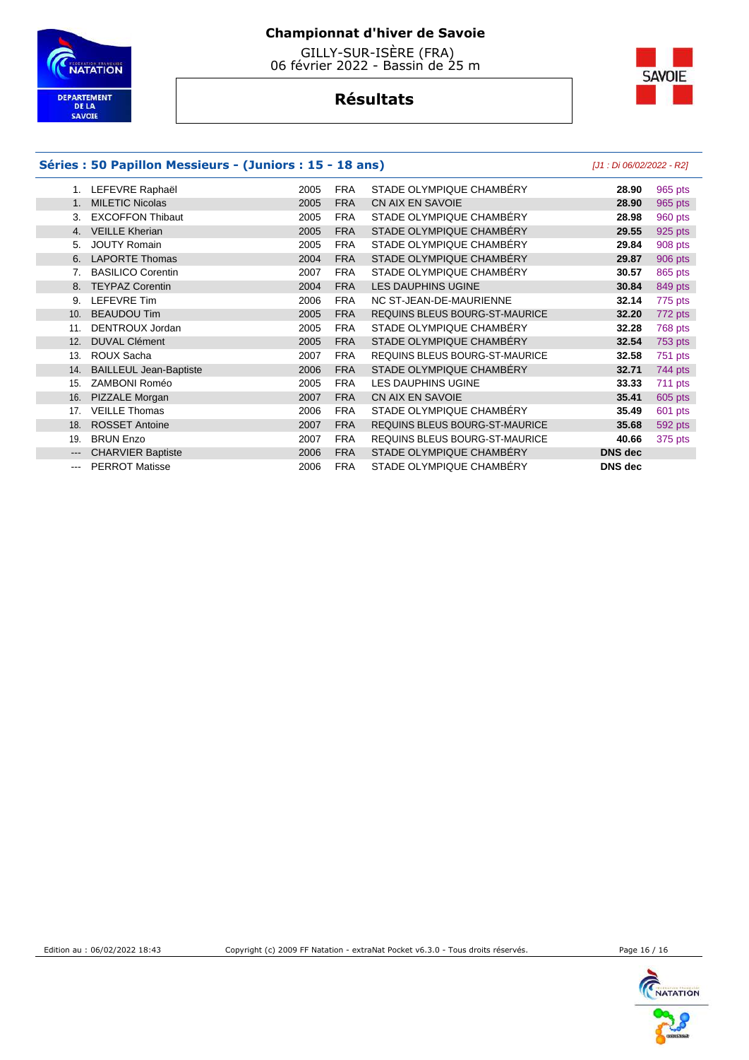# Championnat d'hiver de Savoie

GILLY-SUR-ISÈRE (FRA)
06 février 2022 - Bassin de 25 m

## Résultats

### Séries : 50 Papillon Messieurs - (Juniors : 15 - 18 ans)

*[J1 : Di 06/02/2022 - R2]*

| | | | | | | |
|---|---|---|---|---|---|---|
| 1. | LEFEVRE Raphaël | 2005 | FRA | STADE OLYMPIQUE CHAMBÉRY | **28.90** | 965 pts |
| 1. | MILETIC Nicolas | 2005 | FRA | CN AIX EN SAVOIE | **28.90** | 965 pts |
| 3. | EXCOFFON Thibaut | 2005 | FRA | STADE OLYMPIQUE CHAMBÉRY | **28.98** | 960 pts |
| 4. | VEILLE Kherian | 2005 | FRA | STADE OLYMPIQUE CHAMBÉRY | **29.55** | 925 pts |
| 5. | JOUTY Romain | 2005 | FRA | STADE OLYMPIQUE CHAMBÉRY | **29.84** | 908 pts |
| 6. | LAPORTE Thomas | 2004 | FRA | STADE OLYMPIQUE CHAMBÉRY | **29.87** | 906 pts |
| 7. | BASILICO Corentin | 2007 | FRA | STADE OLYMPIQUE CHAMBÉRY | **30.57** | 865 pts |
| 8. | TEYPAZ Corentin | 2004 | FRA | LES DAUPHINS UGINE | **30.84** | 849 pts |
| 9. | LEFEVRE Tim | 2006 | FRA | NC ST-JEAN-DE-MAURIENNE | **32.14** | 775 pts |
| 10. | BEAUDOU Tim | 2005 | FRA | REQUINS BLEUS BOURG-ST-MAURICE | **32.20** | 772 pts |
| 11. | DENTROUX Jordan | 2005 | FRA | STADE OLYMPIQUE CHAMBÉRY | **32.28** | 768 pts |
| 12. | DUVAL Clément | 2005 | FRA | STADE OLYMPIQUE CHAMBÉRY | **32.54** | 753 pts |
| 13. | ROUX Sacha | 2007 | FRA | REQUINS BLEUS BOURG-ST-MAURICE | **32.58** | 751 pts |
| 14. | BAILLEUL Jean-Baptiste | 2006 | FRA | STADE OLYMPIQUE CHAMBÉRY | **32.71** | 744 pts |
| 15. | ZAMBONI Roméo | 2005 | FRA | LES DAUPHINS UGINE | **33.33** | 711 pts |
| 16. | PIZZALE Morgan | 2007 | FRA | CN AIX EN SAVOIE | **35.41** | 605 pts |
| 17. | VEILLE Thomas | 2006 | FRA | STADE OLYMPIQUE CHAMBÉRY | **35.49** | 601 pts |
| 18. | ROSSET Antoine | 2007 | FRA | REQUINS BLEUS BOURG-ST-MAURICE | **35.68** | 592 pts |
| 19. | BRUN Enzo | 2007 | FRA | REQUINS BLEUS BOURG-ST-MAURICE | **40.66** | 375 pts |
| --- | CHARVIER Baptiste | 2006 | FRA | STADE OLYMPIQUE CHAMBÉRY | **DNS dec** | |
| --- | PERROT Matisse | 2006 | FRA | STADE OLYMPIQUE CHAMBÉRY | **DNS dec** | |

Edition au : 06/02/2022 18:43 Copyright (c) 2009 FF Natation - extraNat Pocket v6.3.0 - Tous droits réservés.